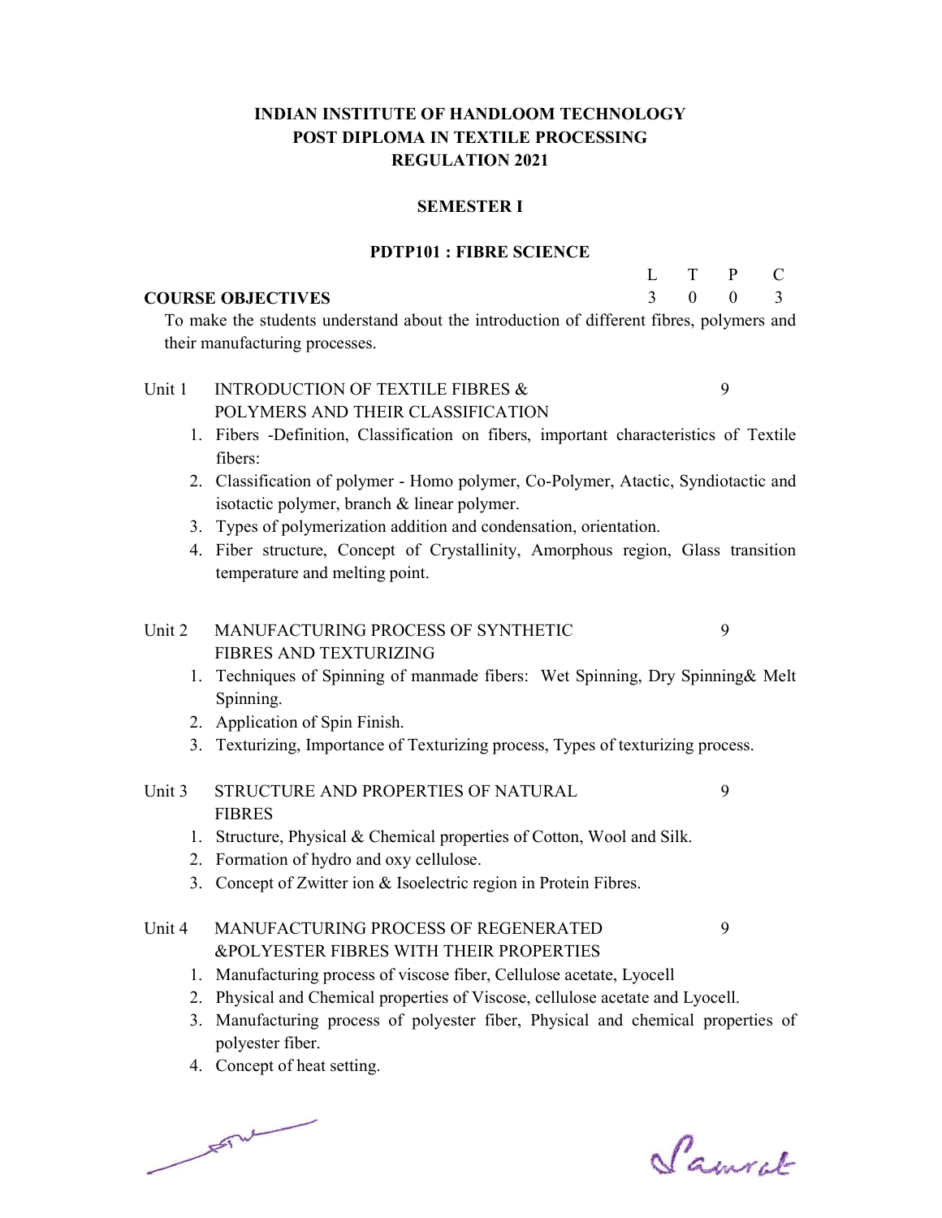# INDIAN INSTITUTE OF HANDLOOM TECHNOLOGY
# POST DIPLOMA IN TEXTILE PROCESSING
# REGULATION 2021

## SEMESTER I

## PDTP101 : FIBRE SCIENCE

| | L | T | P | C |
|---|---|---|---|---|
| **COURSE OBJECTIVES** | 3 | 0 | 0 | 3 |

To make the students understand about the introduction of different fibres, polymers and their manufacturing processes.

**Unit 1 INTRODUCTION OF TEXTILE FIBRES & POLYMERS AND THEIR CLASSIFICATION** — 9

1. Fibers -Definition, Classification on fibers, important characteristics of Textile fibers:
2. Classification of polymer - Homo polymer, Co-Polymer, Atactic, Syndiotactic and isotactic polymer, branch & linear polymer.
3. Types of polymerization addition and condensation, orientation.
4. Fiber structure, Concept of Crystallinity, Amorphous region, Glass transition temperature and melting point.

**Unit 2 MANUFACTURING PROCESS OF SYNTHETIC FIBRES AND TEXTURIZING** — 9

1. Techniques of Spinning of manmade fibers: Wet Spinning, Dry Spinning& Melt Spinning.
2. Application of Spin Finish.
3. Texturizing, Importance of Texturizing process, Types of texturizing process.

**Unit 3 STRUCTURE AND PROPERTIES OF NATURAL FIBRES** — 9

1. Structure, Physical & Chemical properties of Cotton, Wool and Silk.
2. Formation of hydro and oxy cellulose.
3. Concept of Zwitter ion & Isoelectric region in Protein Fibres.

**Unit 4 MANUFACTURING PROCESS OF REGENERATED &POLYESTER FIBRES WITH THEIR PROPERTIES** — 9

1. Manufacturing process of viscose fiber, Cellulose acetate, Lyocell
2. Physical and Chemical properties of Viscose, cellulose acetate and Lyocell.
3. Manufacturing process of polyester fiber, Physical and chemical properties of polyester fiber.
4. Concept of heat setting.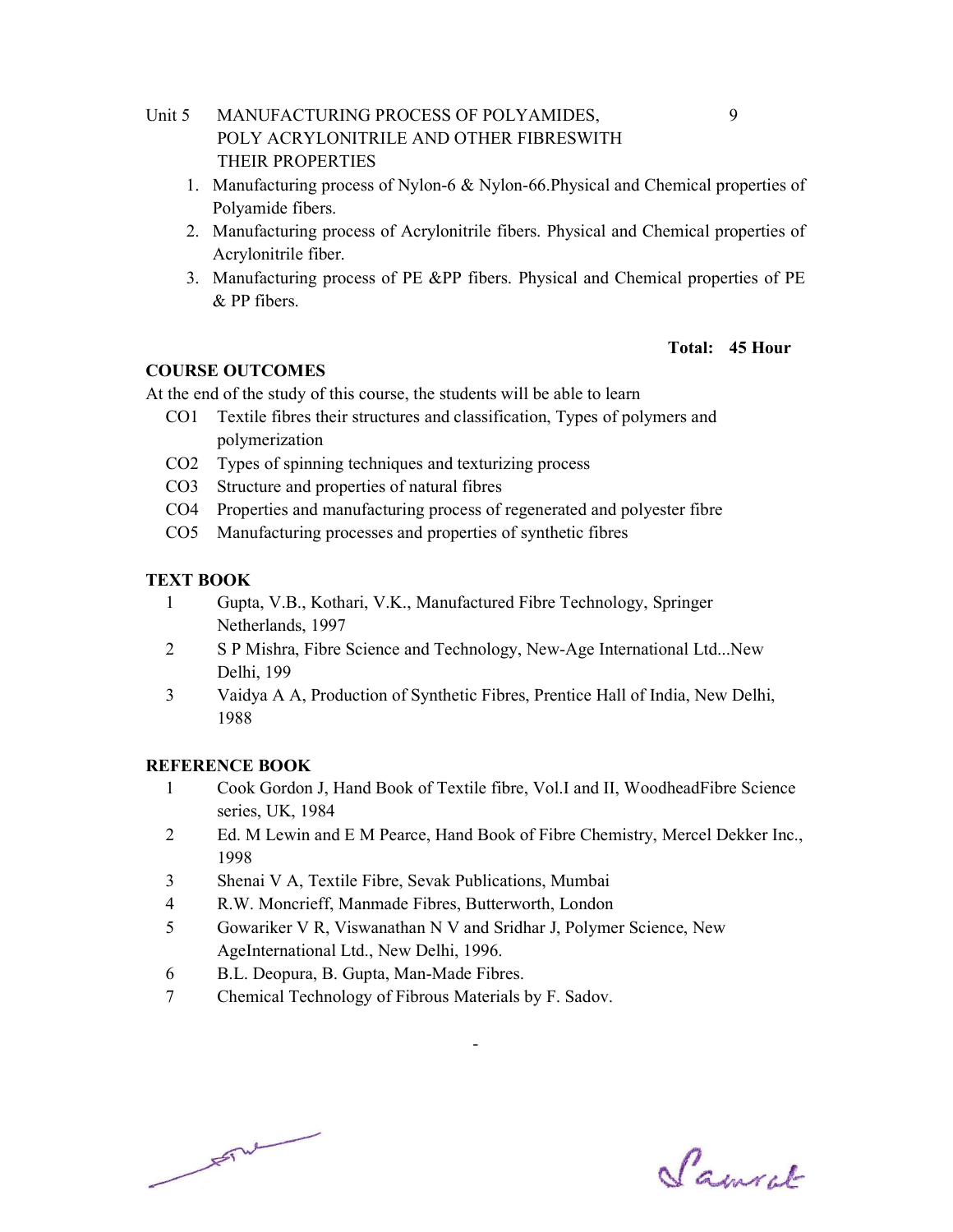Unit 5 MANUFACTURING PROCESS OF POLYAMIDES, POLY ACRYLONITRILE AND OTHER FIBRESWITH THEIR PROPERTIES 9

1. Manufacturing process of Nylon-6 & Nylon-66.Physical and Chemical properties of Polyamide fibers.
2. Manufacturing process of Acrylonitrile fibers. Physical and Chemical properties of Acrylonitrile fiber.
3. Manufacturing process of PE &PP fibers. Physical and Chemical properties of PE & PP fibers.

**Total: 45 Hour**

**COURSE OUTCOMES**

At the end of the study of this course, the students will be able to learn

- CO1 Textile fibres their structures and classification, Types of polymers and polymerization
- CO2 Types of spinning techniques and texturizing process
- CO3 Structure and properties of natural fibres
- CO4 Properties and manufacturing process of regenerated and polyester fibre
- CO5 Manufacturing processes and properties of synthetic fibres

**TEXT BOOK**

1 Gupta, V.B., Kothari, V.K., Manufactured Fibre Technology, Springer Netherlands, 1997

2 S P Mishra, Fibre Science and Technology, New-Age International Ltd...New Delhi, 199

3 Vaidya A A, Production of Synthetic Fibres, Prentice Hall of India, New Delhi, 1988

**REFERENCE BOOK**

1 Cook Gordon J, Hand Book of Textile fibre, Vol.I and II, WoodheadFibre Science series, UK, 1984

2 Ed. M Lewin and E M Pearce, Hand Book of Fibre Chemistry, Mercel Dekker Inc., 1998

3 Shenai V A, Textile Fibre, Sevak Publications, Mumbai

4 R.W. Moncrieff, Manmade Fibres, Butterworth, London

5 Gowariker V R, Viswanathan N V and Sridhar J, Polymer Science, New AgeInternational Ltd., New Delhi, 1996.

6 B.L. Deopura, B. Gupta, Man-Made Fibres.

7 Chemical Technology of Fibrous Materials by F. Sadov.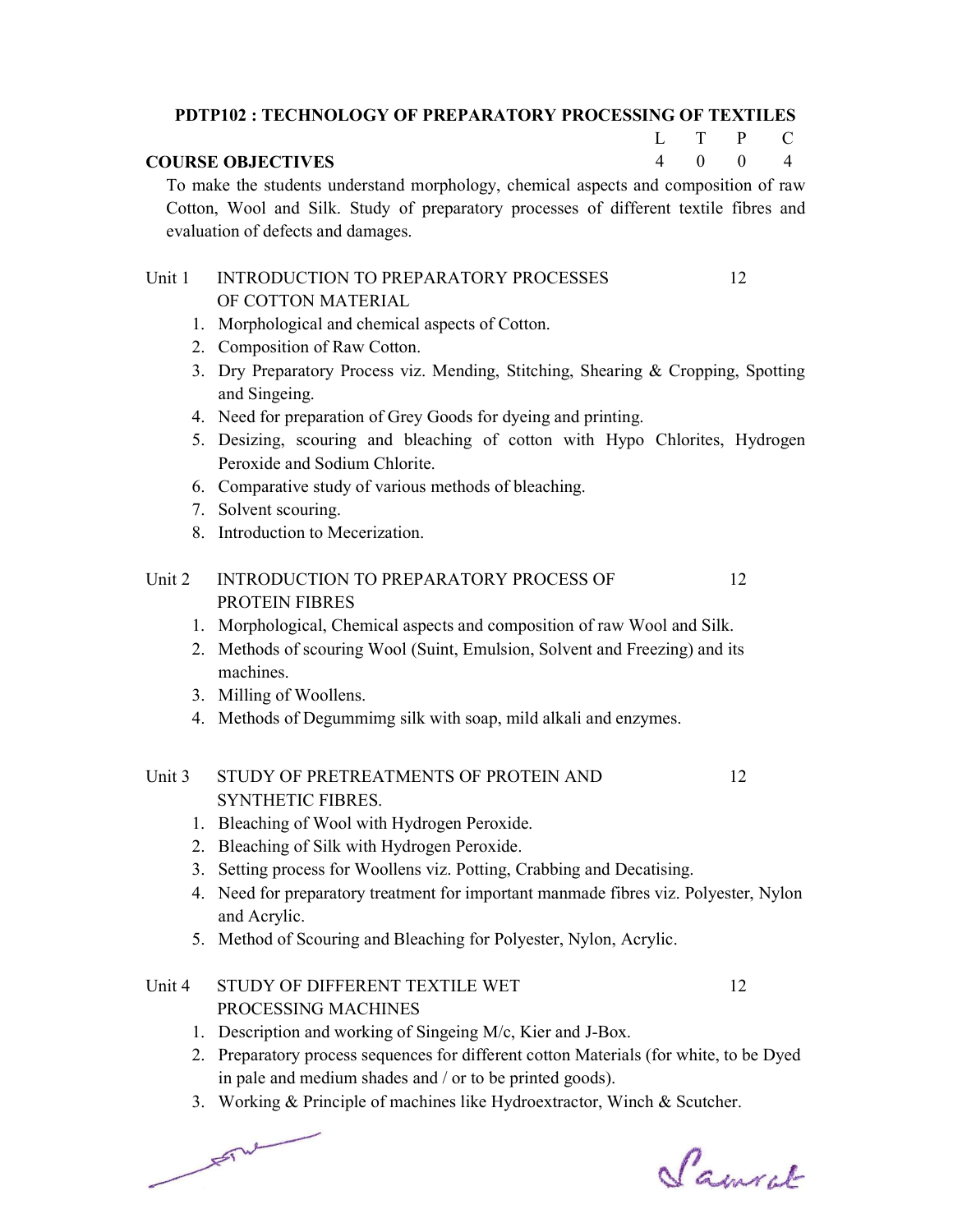## PDTP102 : TECHNOLOGY OF PREPARATORY PROCESSING OF TEXTILES

| L | T | P | C |
|---|---|---|---|
| 4 | 0 | 0 | 4 |

**COURSE OBJECTIVES**

To make the students understand morphology, chemical aspects and composition of raw Cotton, Wool and Silk. Study of preparatory processes of different textile fibres and evaluation of defects and damages.

### Unit 1 INTRODUCTION TO PREPARATORY PROCESSES OF COTTON MATERIAL — 12

1. Morphological and chemical aspects of Cotton.
2. Composition of Raw Cotton.
3. Dry Preparatory Process viz. Mending, Stitching, Shearing & Cropping, Spotting and Singeing.
4. Need for preparation of Grey Goods for dyeing and printing.
5. Desizing, scouring and bleaching of cotton with Hypo Chlorites, Hydrogen Peroxide and Sodium Chlorite.
6. Comparative study of various methods of bleaching.
7. Solvent scouring.
8. Introduction to Mecerization.

### Unit 2 INTRODUCTION TO PREPARATORY PROCESS OF PROTEIN FIBRES — 12

1. Morphological, Chemical aspects and composition of raw Wool and Silk.
2. Methods of scouring Wool (Suint, Emulsion, Solvent and Freezing) and its machines.
3. Milling of Woollens.
4. Methods of Degummimg silk with soap, mild alkali and enzymes.

### Unit 3 STUDY OF PRETREATMENTS OF PROTEIN AND SYNTHETIC FIBRES. — 12

1. Bleaching of Wool with Hydrogen Peroxide.
2. Bleaching of Silk with Hydrogen Peroxide.
3. Setting process for Woollens viz. Potting, Crabbing and Decatising.
4. Need for preparatory treatment for important manmade fibres viz. Polyester, Nylon and Acrylic.
5. Method of Scouring and Bleaching for Polyester, Nylon, Acrylic.

### Unit 4 STUDY OF DIFFERENT TEXTILE WET PROCESSING MACHINES — 12

1. Description and working of Singeing M/c, Kier and J-Box.
2. Preparatory process sequences for different cotton Materials (for white, to be Dyed in pale and medium shades and / or to be printed goods).
3. Working & Principle of machines like Hydroextractor, Winch & Scutcher.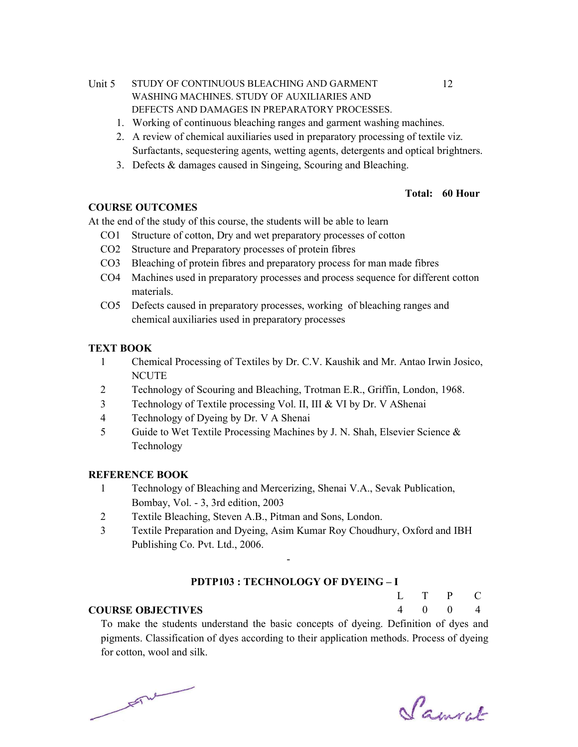Unit 5 STUDY OF CONTINUOUS BLEACHING AND GARMENT WASHING MACHINES. STUDY OF AUXILIARIES AND DEFECTS AND DAMAGES IN PREPARATORY PROCESSES. 12

1. Working of continuous bleaching ranges and garment washing machines.
2. A review of chemical auxiliaries used in preparatory processing of textile viz. Surfactants, sequestering agents, wetting agents, detergents and optical brightners.
3. Defects & damages caused in Singeing, Scouring and Bleaching.

**Total: 60 Hour**

**COURSE OUTCOMES**

At the end of the study of this course, the students will be able to learn

- CO1 Structure of cotton, Dry and wet preparatory processes of cotton
- CO2 Structure and Preparatory processes of protein fibres
- CO3 Bleaching of protein fibres and preparatory process for man made fibres
- CO4 Machines used in preparatory processes and process sequence for different cotton materials.
- CO5 Defects caused in preparatory processes, working of bleaching ranges and chemical auxiliaries used in preparatory processes

**TEXT BOOK**

1. Chemical Processing of Textiles by Dr. C.V. Kaushik and Mr. Antao Irwin Josico, NCUTE
2. Technology of Scouring and Bleaching, Trotman E.R., Griffin, London, 1968.
3. Technology of Textile processing Vol. II, III & VI by Dr. V AShenai
4. Technology of Dyeing by Dr. V A Shenai
5. Guide to Wet Textile Processing Machines by J. N. Shah, Elsevier Science & Technology

**REFERENCE BOOK**

1. Technology of Bleaching and Mercerizing, Shenai V.A., Sevak Publication, Bombay, Vol. - 3, 3rd edition, 2003
2. Textile Bleaching, Steven A.B., Pitman and Sons, London.
3. Textile Preparation and Dyeing, Asim Kumar Roy Choudhury, Oxford and IBH Publishing Co. Pvt. Ltd., 2006.

-

## PDTP103 : TECHNOLOGY OF DYEING – I

| L | T | P | C |
|---|---|---|---|
| 4 | 0 | 0 | 4 |

**COURSE OBJECTIVES**

To make the students understand the basic concepts of dyeing. Definition of dyes and pigments. Classification of dyes according to their application methods. Process of dyeing for cotton, wool and silk.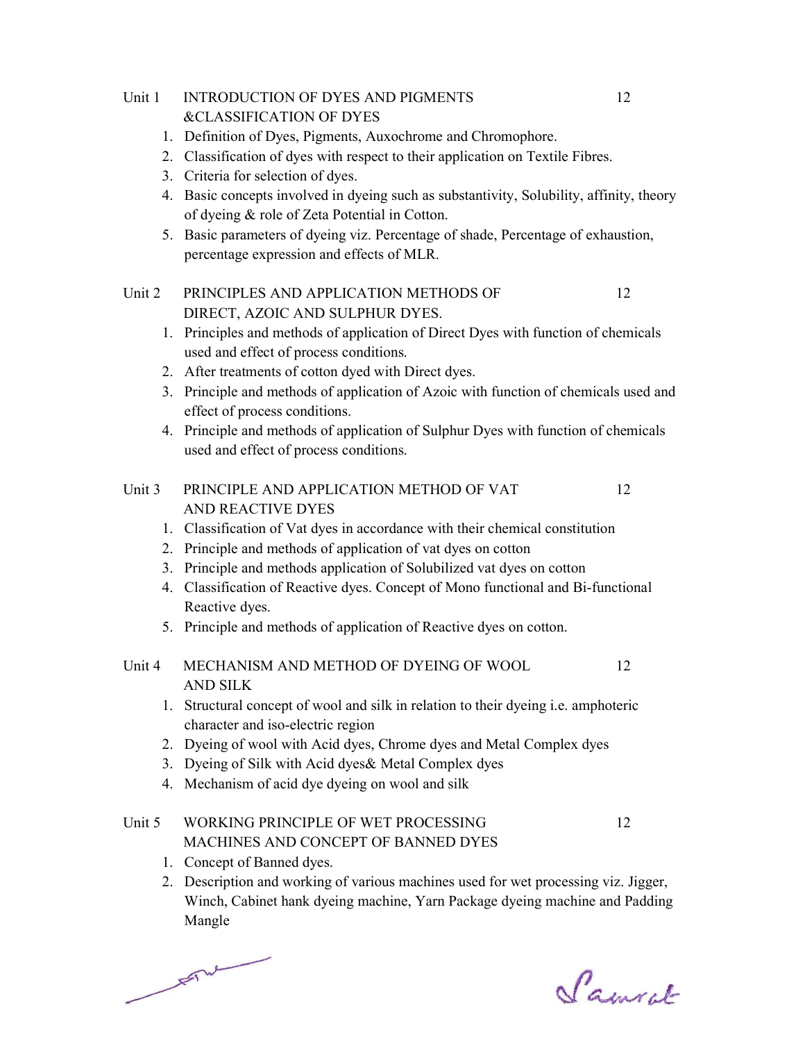## Unit 1 INTRODUCTION OF DYES AND PIGMENTS &CLASSIFICATION OF DYES — 12

1. Definition of Dyes, Pigments, Auxochrome and Chromophore.
2. Classification of dyes with respect to their application on Textile Fibres.
3. Criteria for selection of dyes.
4. Basic concepts involved in dyeing such as substantivity, Solubility, affinity, theory of dyeing & role of Zeta Potential in Cotton.
5. Basic parameters of dyeing viz. Percentage of shade, Percentage of exhaustion, percentage expression and effects of MLR.

## Unit 2 PRINCIPLES AND APPLICATION METHODS OF DIRECT, AZOIC AND SULPHUR DYES. — 12

1. Principles and methods of application of Direct Dyes with function of chemicals used and effect of process conditions.
2. After treatments of cotton dyed with Direct dyes.
3. Principle and methods of application of Azoic with function of chemicals used and effect of process conditions.
4. Principle and methods of application of Sulphur Dyes with function of chemicals used and effect of process conditions.

## Unit 3 PRINCIPLE AND APPLICATION METHOD OF VAT AND REACTIVE DYES — 12

1. Classification of Vat dyes in accordance with their chemical constitution
2. Principle and methods of application of vat dyes on cotton
3. Principle and methods application of Solubilized vat dyes on cotton
4. Classification of Reactive dyes. Concept of Mono functional and Bi-functional Reactive dyes.
5. Principle and methods of application of Reactive dyes on cotton.

## Unit 4 MECHANISM AND METHOD OF DYEING OF WOOL AND SILK — 12

1. Structural concept of wool and silk in relation to their dyeing i.e. amphoteric character and iso-electric region
2. Dyeing of wool with Acid dyes, Chrome dyes and Metal Complex dyes
3. Dyeing of Silk with Acid dyes& Metal Complex dyes
4. Mechanism of acid dye dyeing on wool and silk

## Unit 5 WORKING PRINCIPLE OF WET PROCESSING MACHINES AND CONCEPT OF BANNED DYES — 12

1. Concept of Banned dyes.
2. Description and working of various machines used for wet processing viz. Jigger, Winch, Cabinet hank dyeing machine, Yarn Package dyeing machine and Padding Mangle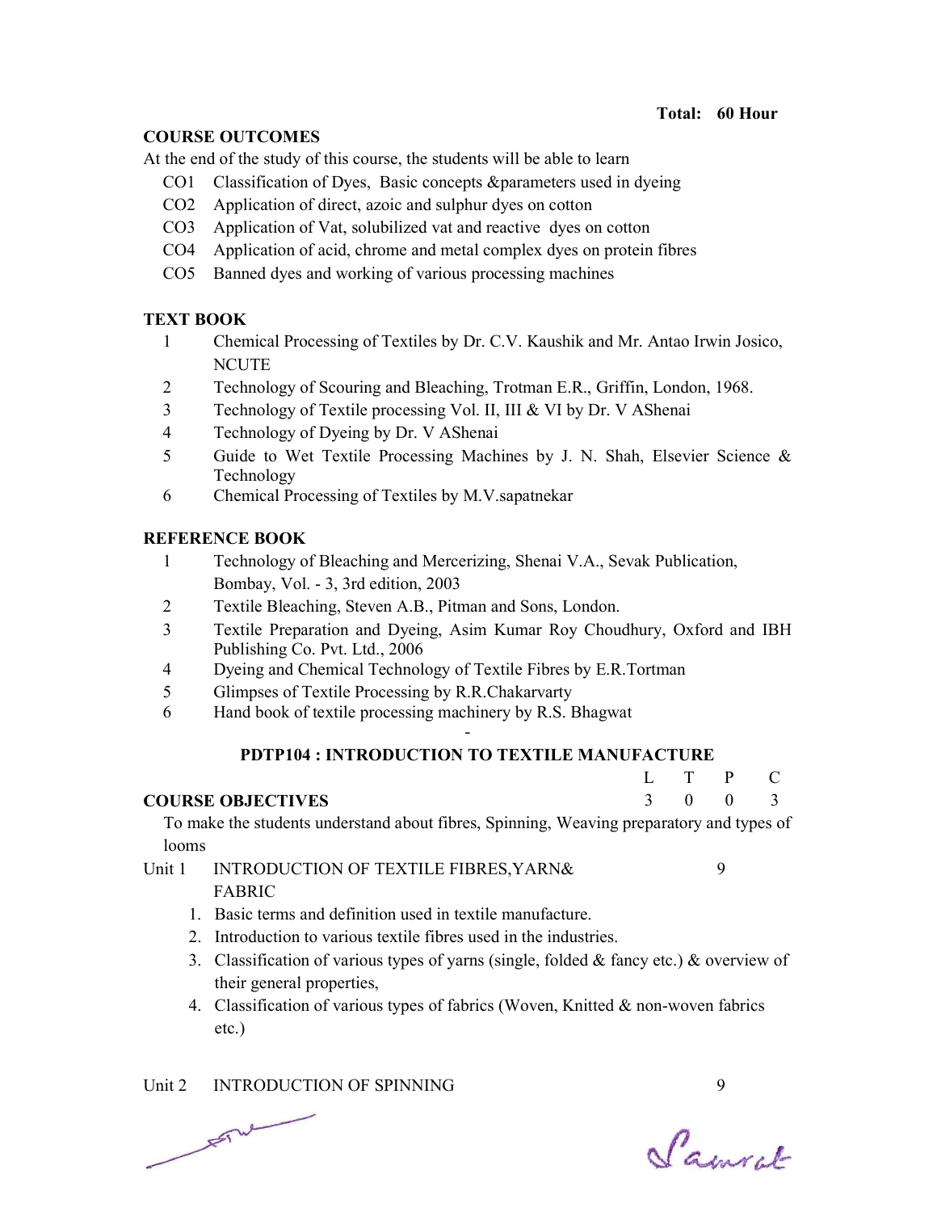**Total: 60 Hour**

**COURSE OUTCOMES**

At the end of the study of this course, the students will be able to learn

- CO1 Classification of Dyes, Basic concepts &parameters used in dyeing
- CO2 Application of direct, azoic and sulphur dyes on cotton
- CO3 Application of Vat, solubilized vat and reactive dyes on cotton
- CO4 Application of acid, chrome and metal complex dyes on protein fibres
- CO5 Banned dyes and working of various processing machines

**TEXT BOOK**

1. Chemical Processing of Textiles by Dr. C.V. Kaushik and Mr. Antao Irwin Josico, NCUTE
2. Technology of Scouring and Bleaching, Trotman E.R., Griffin, London, 1968.
3. Technology of Textile processing Vol. II, III & VI by Dr. V AShenai
4. Technology of Dyeing by Dr. V AShenai
5. Guide to Wet Textile Processing Machines by J. N. Shah, Elsevier Science & Technology
6. Chemical Processing of Textiles by M.V.sapatnekar

**REFERENCE BOOK**

1. Technology of Bleaching and Mercerizing, Shenai V.A., Sevak Publication, Bombay, Vol. - 3, 3rd edition, 2003
2. Textile Bleaching, Steven A.B., Pitman and Sons, London.
3. Textile Preparation and Dyeing, Asim Kumar Roy Choudhury, Oxford and IBH Publishing Co. Pvt. Ltd., 2006
4. Dyeing and Chemical Technology of Textile Fibres by E.R.Tortman
5. Glimpses of Textile Processing by R.R.Chakarvarty
6. Hand book of textile processing machinery by R.S. Bhagwat

-

## PDTP104 : INTRODUCTION TO TEXTILE MANUFACTURE

| | L | T | P | C |
|---|---|---|---|---|
| **COURSE OBJECTIVES** | 3 | 0 | 0 | 3 |

To make the students understand about fibres, Spinning, Weaving preparatory and types of looms

**Unit 1 INTRODUCTION OF TEXTILE FIBRES,YARN& FABRIC** — 9

1. Basic terms and definition used in textile manufacture.
2. Introduction to various textile fibres used in the industries.
3. Classification of various types of yarns (single, folded & fancy etc.) & overview of their general properties,
4. Classification of various types of fabrics (Woven, Knitted & non-woven fabrics etc.)

**Unit 2 INTRODUCTION OF SPINNING** — 9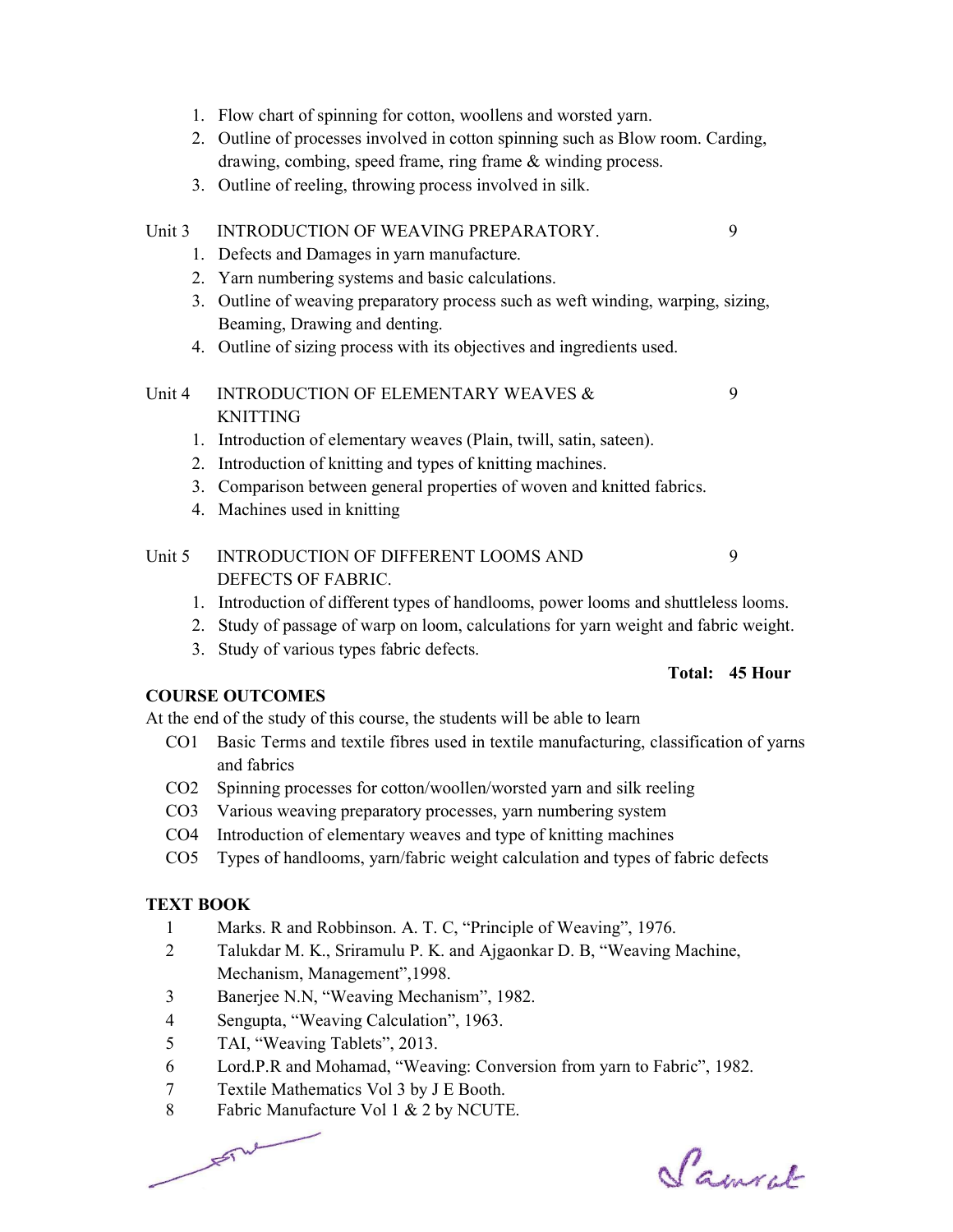1. Flow chart of spinning for cotton, woollens and worsted yarn.
2. Outline of processes involved in cotton spinning such as Blow room. Carding, drawing, combing, speed frame, ring frame & winding process.
3. Outline of reeling, throwing process involved in silk.

**Unit 3 INTRODUCTION OF WEAVING PREPARATORY. 9**

1. Defects and Damages in yarn manufacture.
2. Yarn numbering systems and basic calculations.
3. Outline of weaving preparatory process such as weft winding, warping, sizing, Beaming, Drawing and denting.
4. Outline of sizing process with its objectives and ingredients used.

**Unit 4 INTRODUCTION OF ELEMENTARY WEAVES & KNITTING 9**

1. Introduction of elementary weaves (Plain, twill, satin, sateen).
2. Introduction of knitting and types of knitting machines.
3. Comparison between general properties of woven and knitted fabrics.
4. Machines used in knitting

**Unit 5 INTRODUCTION OF DIFFERENT LOOMS AND DEFECTS OF FABRIC. 9**

1. Introduction of different types of handlooms, power looms and shuttleless looms.
2. Study of passage of warp on loom, calculations for yarn weight and fabric weight.
3. Study of various types fabric defects.

**Total: 45 Hour**

## COURSE OUTCOMES

At the end of the study of this course, the students will be able to learn

- CO1 Basic Terms and textile fibres used in textile manufacturing, classification of yarns and fabrics
- CO2 Spinning processes for cotton/woollen/worsted yarn and silk reeling
- CO3 Various weaving preparatory processes, yarn numbering system
- CO4 Introduction of elementary weaves and type of knitting machines
- CO5 Types of handlooms, yarn/fabric weight calculation and types of fabric defects

## TEXT BOOK

1. Marks. R and Robbinson. A. T. C, "Principle of Weaving", 1976.
2. Talukdar M. K., Sriramulu P. K. and Ajgaonkar D. B, "Weaving Machine, Mechanism, Management",1998.
3. Banerjee N.N, "Weaving Mechanism", 1982.
4. Sengupta, "Weaving Calculation", 1963.
5. TAI, "Weaving Tablets", 2013.
6. Lord.P.R and Mohamad, "Weaving: Conversion from yarn to Fabric", 1982.
7. Textile Mathematics Vol 3 by J E Booth.
8. Fabric Manufacture Vol 1 & 2 by NCUTE.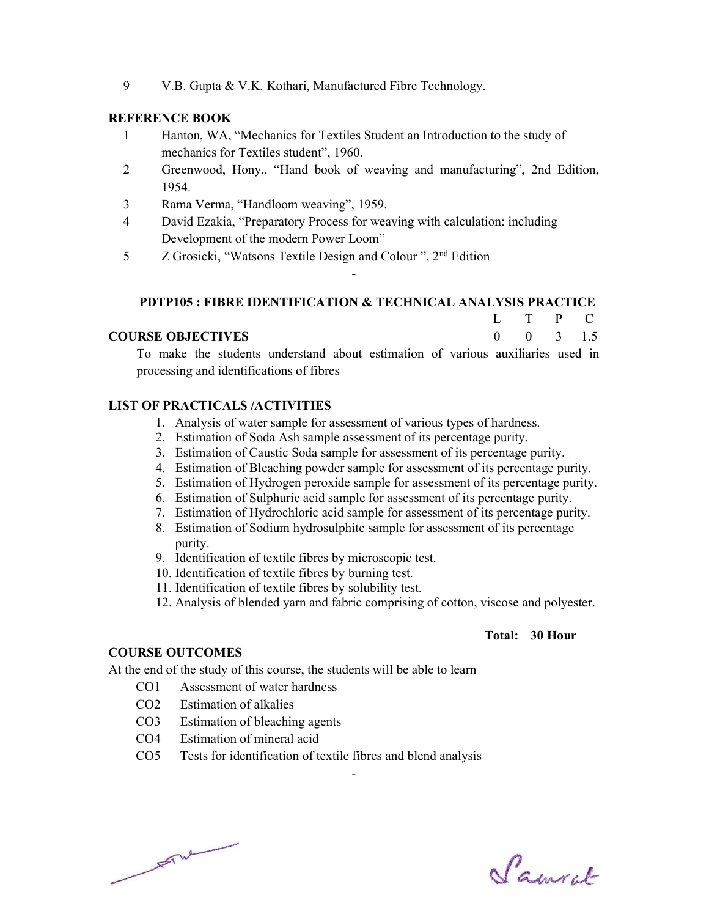9 V.B. Gupta & V.K. Kothari, Manufactured Fibre Technology.

**REFERENCE BOOK**

1. Hanton, WA, "Mechanics for Textiles Student an Introduction to the study of mechanics for Textiles student", 1960.
2. Greenwood, Hony., "Hand book of weaving and manufacturing", 2nd Edition, 1954.
3. Rama Verma, "Handloom weaving", 1959.
4. David Ezakia, "Preparatory Process for weaving with calculation: including Development of the modern Power Loom"
5. Z Grosicki, "Watsons Textile Design and Colour ", 2nd Edition

-

## PDTP105 : FIBRE IDENTIFICATION & TECHNICAL ANALYSIS PRACTICE

| L | T | P | C |
|---|---|---|---|
| 0 | 0 | 3 | 1.5 |

**COURSE OBJECTIVES**

To make the students understand about estimation of various auxiliaries used in processing and identifications of fibres

**LIST OF PRACTICALS /ACTIVITIES**

1. Analysis of water sample for assessment of various types of hardness.
2. Estimation of Soda Ash sample assessment of its percentage purity.
3. Estimation of Caustic Soda sample for assessment of its percentage purity.
4. Estimation of Bleaching powder sample for assessment of its percentage purity.
5. Estimation of Hydrogen peroxide sample for assessment of its percentage purity.
6. Estimation of Sulphuric acid sample for assessment of its percentage purity.
7. Estimation of Hydrochloric acid sample for assessment of its percentage purity.
8. Estimation of Sodium hydrosulphite sample for assessment of its percentage purity.
9. Identification of textile fibres by microscopic test.
10. Identification of textile fibres by burning test.
11. Identification of textile fibres by solubility test.
12. Analysis of blended yarn and fabric comprising of cotton, viscose and polyester.

**Total: 30 Hour**

**COURSE OUTCOMES**

At the end of the study of this course, the students will be able to learn

- CO1 Assessment of water hardness
- CO2 Estimation of alkalies
- CO3 Estimation of bleaching agents
- CO4 Estimation of mineral acid
- CO5 Tests for identification of textile fibres and blend analysis

-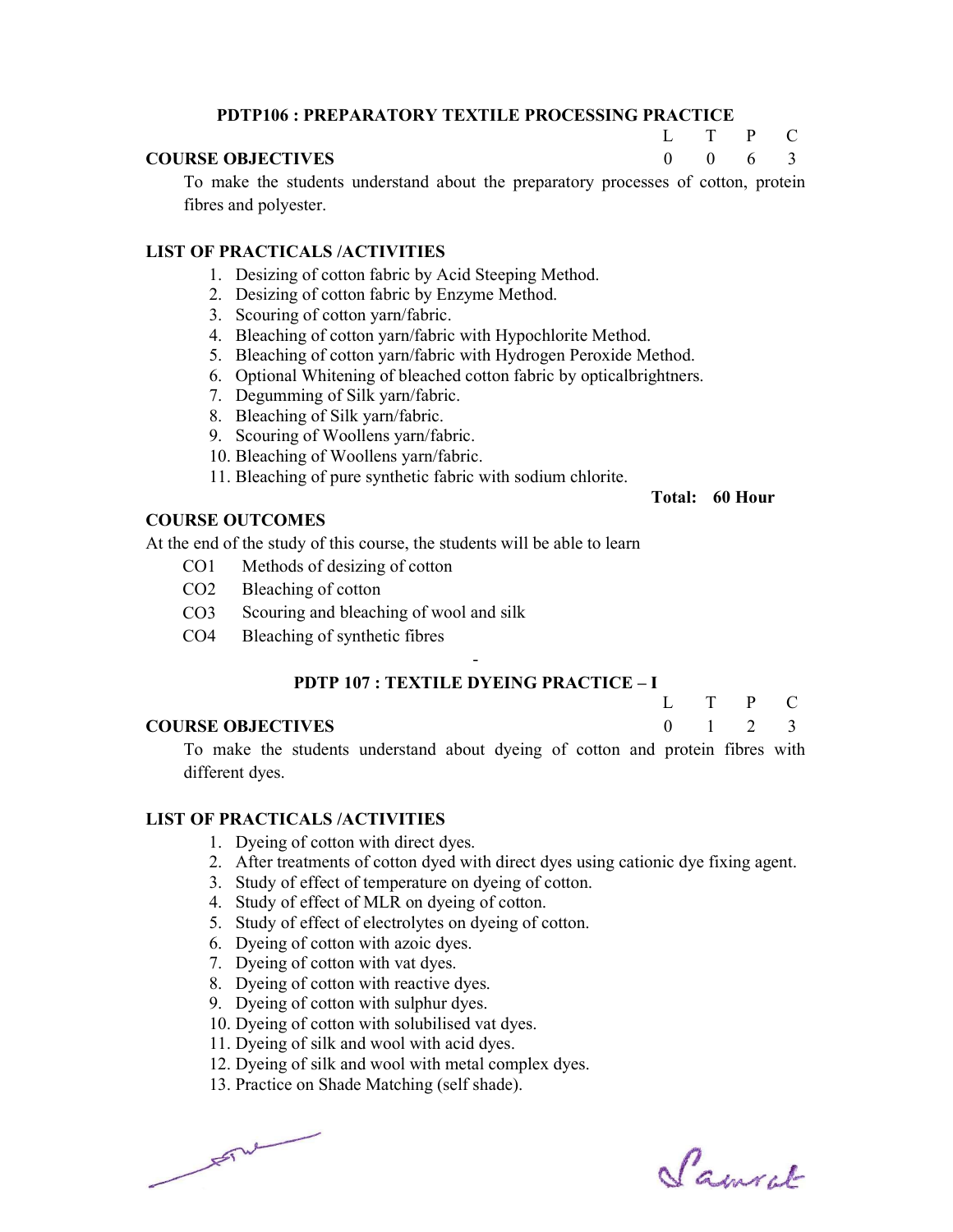## PDTP106 : PREPARATORY TEXTILE PROCESSING PRACTICE

| L | T | P | C |
|---|---|---|---|
| 0 | 0 | 6 | 3 |

### COURSE OBJECTIVES

To make the students understand about the preparatory processes of cotton, protein fibres and polyester.

### LIST OF PRACTICALS /ACTIVITIES

1. Desizing of cotton fabric by Acid Steeping Method.
2. Desizing of cotton fabric by Enzyme Method.
3. Scouring of cotton yarn/fabric.
4. Bleaching of cotton yarn/fabric with Hypochlorite Method.
5. Bleaching of cotton yarn/fabric with Hydrogen Peroxide Method.
6. Optional Whitening of bleached cotton fabric by opticalbrightners.
7. Degumming of Silk yarn/fabric.
8. Bleaching of Silk yarn/fabric.
9. Scouring of Woollens yarn/fabric.
10. Bleaching of Woollens yarn/fabric.
11. Bleaching of pure synthetic fabric with sodium chlorite.

**Total: 60 Hour**

### COURSE OUTCOMES

At the end of the study of this course, the students will be able to learn

- CO1 Methods of desizing of cotton
- CO2 Bleaching of cotton
- CO3 Scouring and bleaching of wool and silk
- CO4 Bleaching of synthetic fibres

-

## PDTP 107 : TEXTILE DYEING PRACTICE – I

| L | T | P | C |
|---|---|---|---|
| 0 | 1 | 2 | 3 |

### COURSE OBJECTIVES

To make the students understand about dyeing of cotton and protein fibres with different dyes.

### LIST OF PRACTICALS /ACTIVITIES

1. Dyeing of cotton with direct dyes.
2. After treatments of cotton dyed with direct dyes using cationic dye fixing agent.
3. Study of effect of temperature on dyeing of cotton.
4. Study of effect of MLR on dyeing of cotton.
5. Study of effect of electrolytes on dyeing of cotton.
6. Dyeing of cotton with azoic dyes.
7. Dyeing of cotton with vat dyes.
8. Dyeing of cotton with reactive dyes.
9. Dyeing of cotton with sulphur dyes.
10. Dyeing of cotton with solubilised vat dyes.
11. Dyeing of silk and wool with acid dyes.
12. Dyeing of silk and wool with metal complex dyes.
13. Practice on Shade Matching (self shade).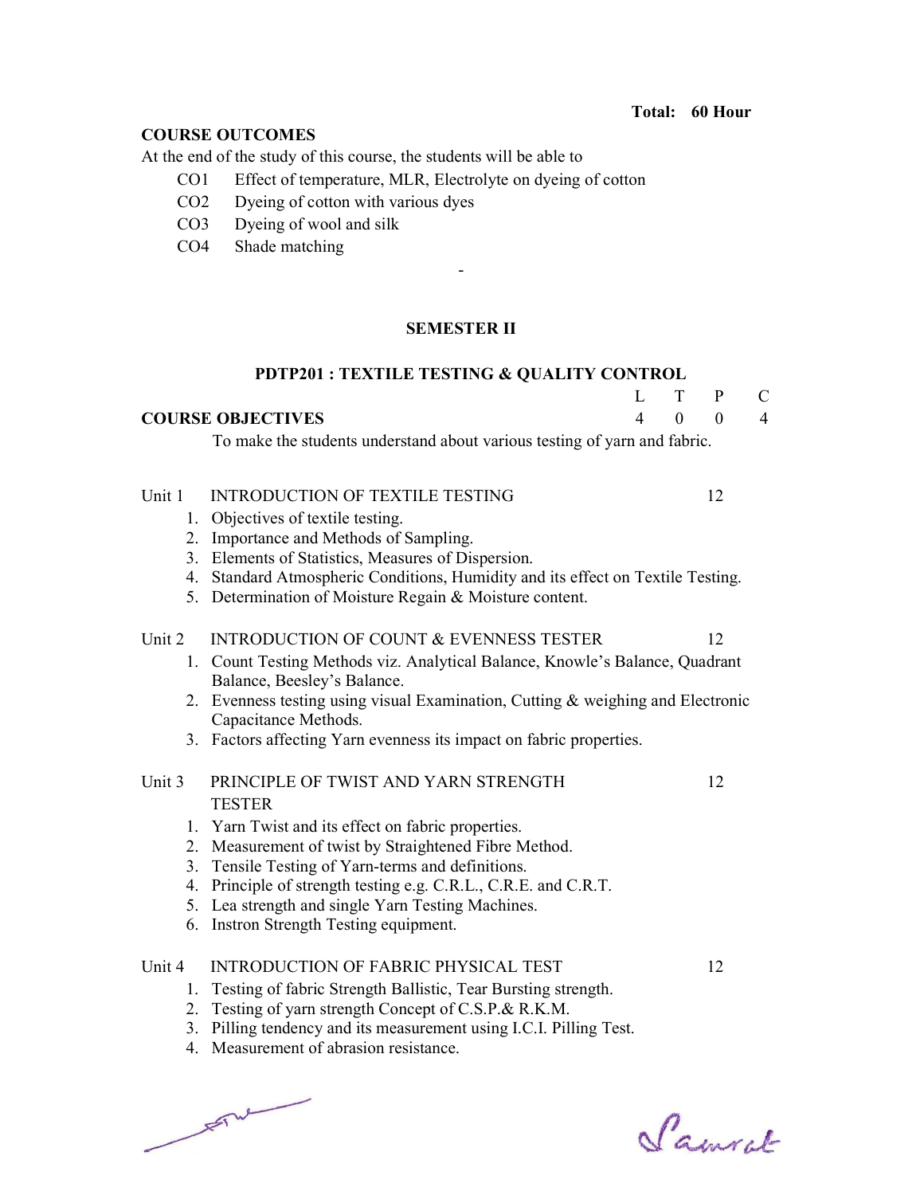**Total: 60 Hour**

**COURSE OUTCOMES**

At the end of the study of this course, the students will be able to

- CO1 Effect of temperature, MLR, Electrolyte on dyeing of cotton
- CO2 Dyeing of cotton with various dyes
- CO3 Dyeing of wool and silk
- CO4 Shade matching

-

## SEMESTER II

### PDTP201 : TEXTILE TESTING & QUALITY CONTROL

| L | T | P | C |
|---|---|---|---|
| 4 | 0 | 0 | 4 |

**COURSE OBJECTIVES**

To make the students understand about various testing of yarn and fabric.

**Unit 1 INTRODUCTION OF TEXTILE TESTING** — 12

1. Objectives of textile testing.
2. Importance and Methods of Sampling.
3. Elements of Statistics, Measures of Dispersion.
4. Standard Atmospheric Conditions, Humidity and its effect on Textile Testing.
5. Determination of Moisture Regain & Moisture content.

**Unit 2 INTRODUCTION OF COUNT & EVENNESS TESTER** — 12

1. Count Testing Methods viz. Analytical Balance, Knowle's Balance, Quadrant Balance, Beesley's Balance.
2. Evenness testing using visual Examination, Cutting & weighing and Electronic Capacitance Methods.
3. Factors affecting Yarn evenness its impact on fabric properties.

**Unit 3 PRINCIPLE OF TWIST AND YARN STRENGTH TESTER** — 12

1. Yarn Twist and its effect on fabric properties.
2. Measurement of twist by Straightened Fibre Method.
3. Tensile Testing of Yarn-terms and definitions.
4. Principle of strength testing e.g. C.R.L., C.R.E. and C.R.T.
5. Lea strength and single Yarn Testing Machines.
6. Instron Strength Testing equipment.

**Unit 4 INTRODUCTION OF FABRIC PHYSICAL TEST** — 12

1. Testing of fabric Strength Ballistic, Tear Bursting strength.
2. Testing of yarn strength Concept of C.S.P.& R.K.M.
3. Pilling tendency and its measurement using I.C.I. Pilling Test.
4. Measurement of abrasion resistance.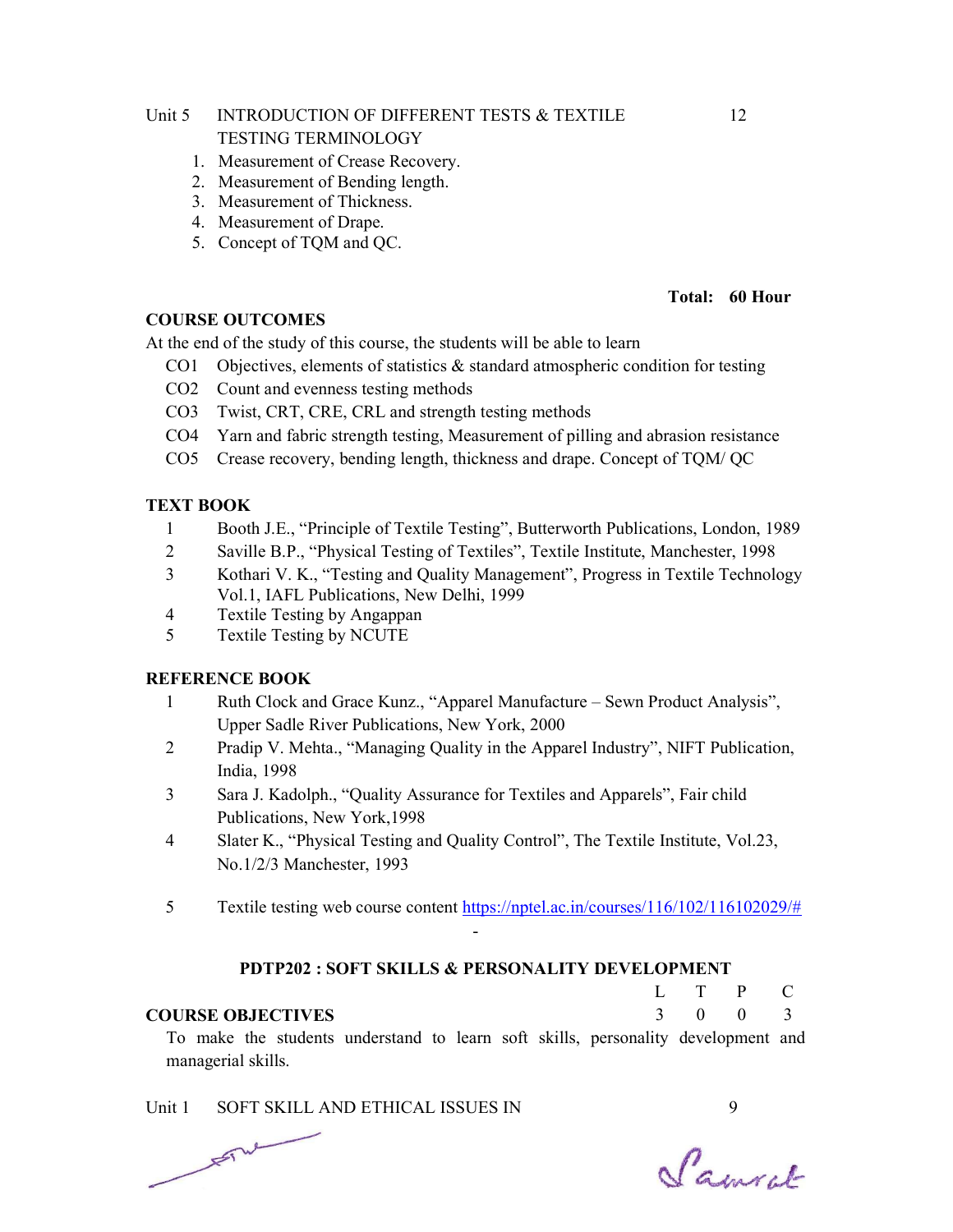Unit 5 INTRODUCTION OF DIFFERENT TESTS & TEXTILE TESTING TERMINOLOGY — 12

1. Measurement of Crease Recovery.
2. Measurement of Bending length.
3. Measurement of Thickness.
4. Measurement of Drape.
5. Concept of TQM and QC.

**Total: 60 Hour**

**COURSE OUTCOMES**

At the end of the study of this course, the students will be able to learn

- CO1 Objectives, elements of statistics & standard atmospheric condition for testing
- CO2 Count and evenness testing methods
- CO3 Twist, CRT, CRE, CRL and strength testing methods
- CO4 Yarn and fabric strength testing, Measurement of pilling and abrasion resistance
- CO5 Crease recovery, bending length, thickness and drape. Concept of TQM/ QC

**TEXT BOOK**

1. Booth J.E., "Principle of Textile Testing", Butterworth Publications, London, 1989
2. Saville B.P., "Physical Testing of Textiles", Textile Institute, Manchester, 1998
3. Kothari V. K., "Testing and Quality Management", Progress in Textile Technology Vol.1, IAFL Publications, New Delhi, 1999
4. Textile Testing by Angappan
5. Textile Testing by NCUTE

**REFERENCE BOOK**

1. Ruth Clock and Grace Kunz., "Apparel Manufacture – Sewn Product Analysis", Upper Sadle River Publications, New York, 2000
2. Pradip V. Mehta., "Managing Quality in the Apparel Industry", NIFT Publication, India, 1998
3. Sara J. Kadolph., "Quality Assurance for Textiles and Apparels", Fair child Publications, New York,1998
4. Slater K., "Physical Testing and Quality Control", The Textile Institute, Vol.23, No.1/2/3 Manchester, 1993
5. Textile testing web course content https://nptel.ac.in/courses/116/102/116102029/#

-

## PDTP202 : SOFT SKILLS & PERSONALITY DEVELOPMENT

| L | T | P | C |
|---|---|---|---|
| 3 | 0 | 0 | 3 |

**COURSE OBJECTIVES**

To make the students understand to learn soft skills, personality development and managerial skills.

Unit 1 SOFT SKILL AND ETHICAL ISSUES IN — 9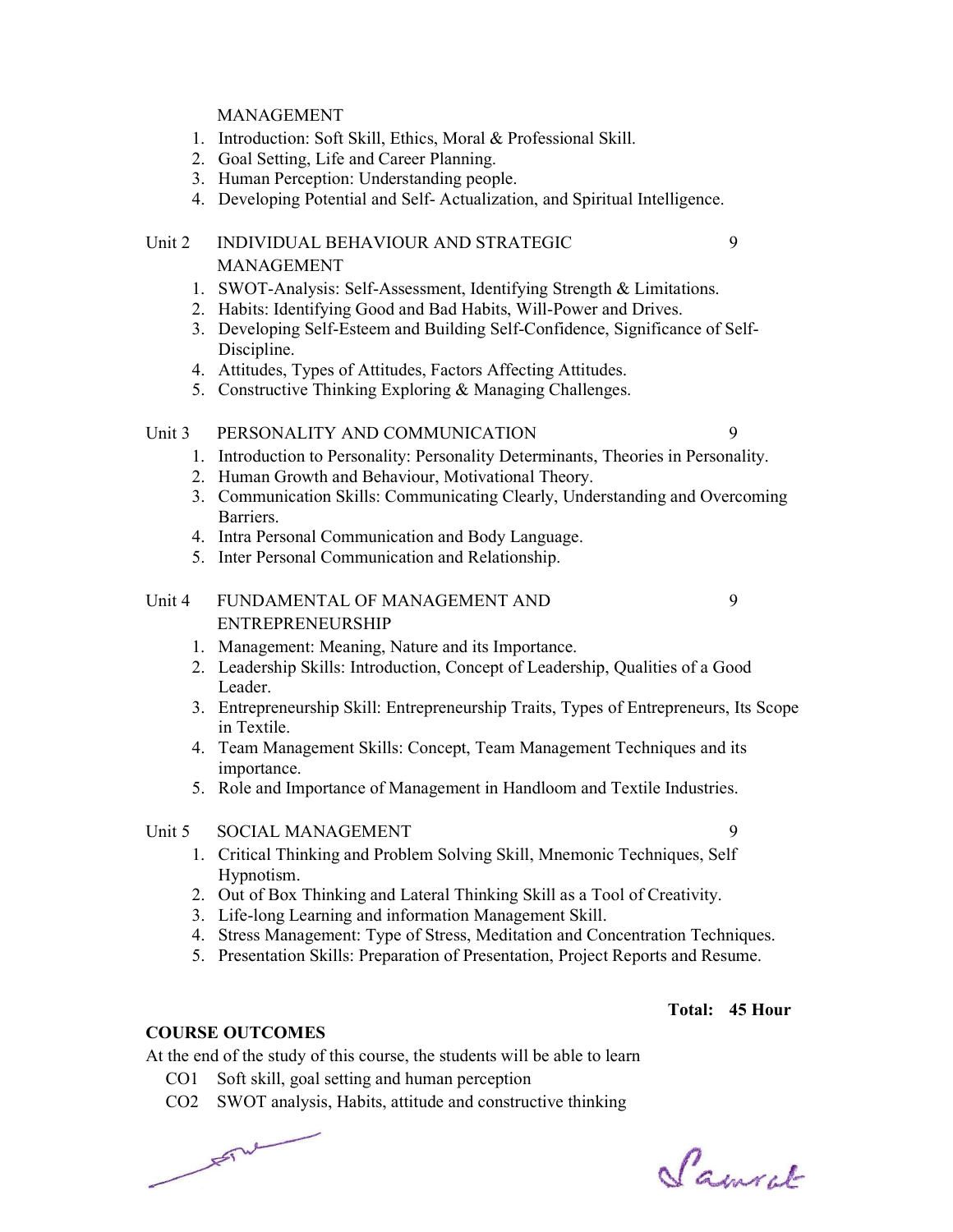MANAGEMENT

1. Introduction: Soft Skill, Ethics, Moral & Professional Skill.
2. Goal Setting, Life and Career Planning.
3. Human Perception: Understanding people.
4. Developing Potential and Self- Actualization, and Spiritual Intelligence.

Unit 2 INDIVIDUAL BEHAVIOUR AND STRATEGIC MANAGEMENT 9

1. SWOT-Analysis: Self-Assessment, Identifying Strength & Limitations.
2. Habits: Identifying Good and Bad Habits, Will-Power and Drives.
3. Developing Self-Esteem and Building Self-Confidence, Significance of Self-Discipline.
4. Attitudes, Types of Attitudes, Factors Affecting Attitudes.
5. Constructive Thinking Exploring & Managing Challenges.

Unit 3 PERSONALITY AND COMMUNICATION 9

1. Introduction to Personality: Personality Determinants, Theories in Personality.
2. Human Growth and Behaviour, Motivational Theory.
3. Communication Skills: Communicating Clearly, Understanding and Overcoming Barriers.
4. Intra Personal Communication and Body Language.
5. Inter Personal Communication and Relationship.

Unit 4 FUNDAMENTAL OF MANAGEMENT AND ENTREPRENEURSHIP 9

1. Management: Meaning, Nature and its Importance.
2. Leadership Skills: Introduction, Concept of Leadership, Qualities of a Good Leader.
3. Entrepreneurship Skill: Entrepreneurship Traits, Types of Entrepreneurs, Its Scope in Textile.
4. Team Management Skills: Concept, Team Management Techniques and its importance.
5. Role and Importance of Management in Handloom and Textile Industries.

Unit 5 SOCIAL MANAGEMENT 9

1. Critical Thinking and Problem Solving Skill, Mnemonic Techniques, Self Hypnotism.
2. Out of Box Thinking and Lateral Thinking Skill as a Tool of Creativity.
3. Life-long Learning and information Management Skill.
4. Stress Management: Type of Stress, Meditation and Concentration Techniques.
5. Presentation Skills: Preparation of Presentation, Project Reports and Resume.

**Total: 45 Hour**

**COURSE OUTCOMES**

At the end of the study of this course, the students will be able to learn

CO1 Soft skill, goal setting and human perception

CO2 SWOT analysis, Habits, attitude and constructive thinking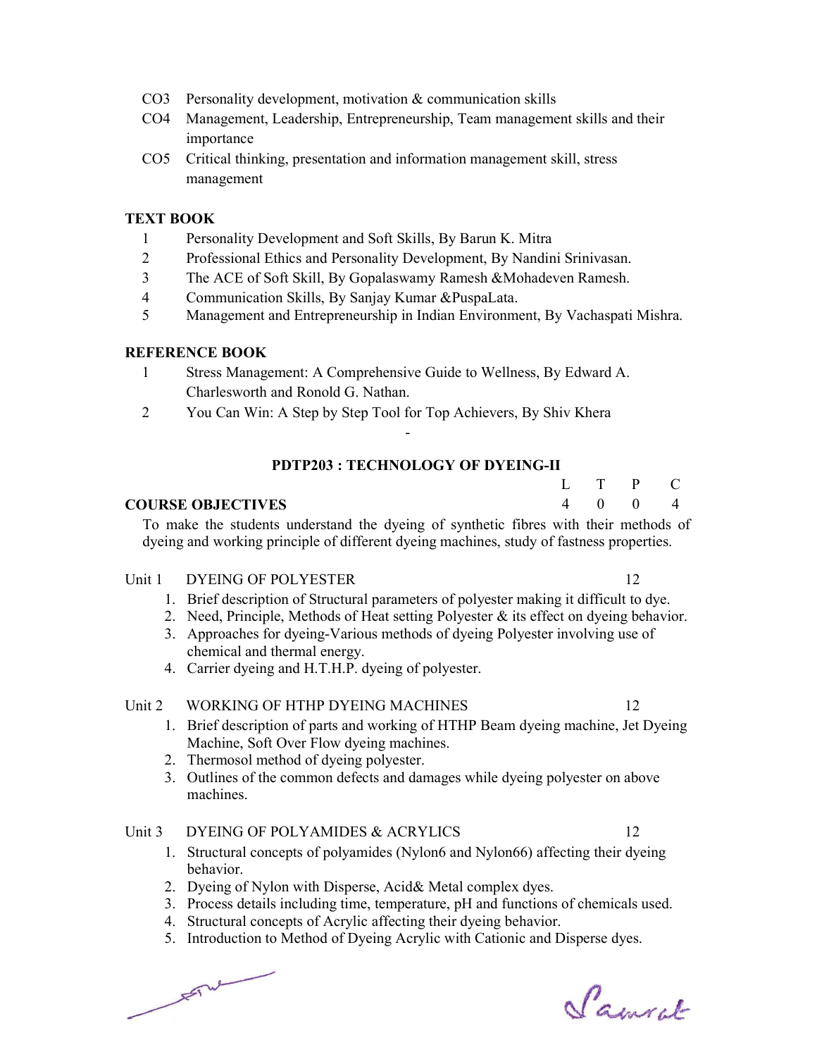| | |
|---|---|
| CO3 | Personality development, motivation & communication skills |
| CO4 | Management, Leadership, Entrepreneurship, Team management skills and their importance |
| CO5 | Critical thinking, presentation and information management skill, stress management |

**TEXT BOOK**

1. Personality Development and Soft Skills, By Barun K. Mitra
2. Professional Ethics and Personality Development, By Nandini Srinivasan.
3. The ACE of Soft Skill, By Gopalaswamy Ramesh &Mohadeven Ramesh.
4. Communication Skills, By Sanjay Kumar &PuspaLata.
5. Management and Entrepreneurship in Indian Environment, By Vachaspati Mishra.

**REFERENCE BOOK**

1. Stress Management: A Comprehensive Guide to Wellness, By Edward A. Charlesworth and Ronold G. Nathan.
2. You Can Win: A Step by Step Tool for Top Achievers, By Shiv Khera

-

## PDTP203 : TECHNOLOGY OF DYEING-II

| | L | T | P | C |
|---|---|---|---|---|
| **COURSE OBJECTIVES** | 4 | 0 | 0 | 4 |

To make the students understand the dyeing of synthetic fibres with their methods of dyeing and working principle of different dyeing machines, study of fastness properties.

**Unit 1 DYEING OF POLYESTER** — 12

1. Brief description of Structural parameters of polyester making it difficult to dye.
2. Need, Principle, Methods of Heat setting Polyester & its effect on dyeing behavior.
3. Approaches for dyeing-Various methods of dyeing Polyester involving use of chemical and thermal energy.
4. Carrier dyeing and H.T.H.P. dyeing of polyester.

**Unit 2 WORKING OF HTHP DYEING MACHINES** — 12

1. Brief description of parts and working of HTHP Beam dyeing machine, Jet Dyeing Machine, Soft Over Flow dyeing machines.
2. Thermosol method of dyeing polyester.
3. Outlines of the common defects and damages while dyeing polyester on above machines.

**Unit 3 DYEING OF POLYAMIDES & ACRYLICS** — 12

1. Structural concepts of polyamides (Nylon6 and Nylon66) affecting their dyeing behavior.
2. Dyeing of Nylon with Disperse, Acid& Metal complex dyes.
3. Process details including time, temperature, pH and functions of chemicals used.
4. Structural concepts of Acrylic affecting their dyeing behavior.
5. Introduction to Method of Dyeing Acrylic with Cationic and Disperse dyes.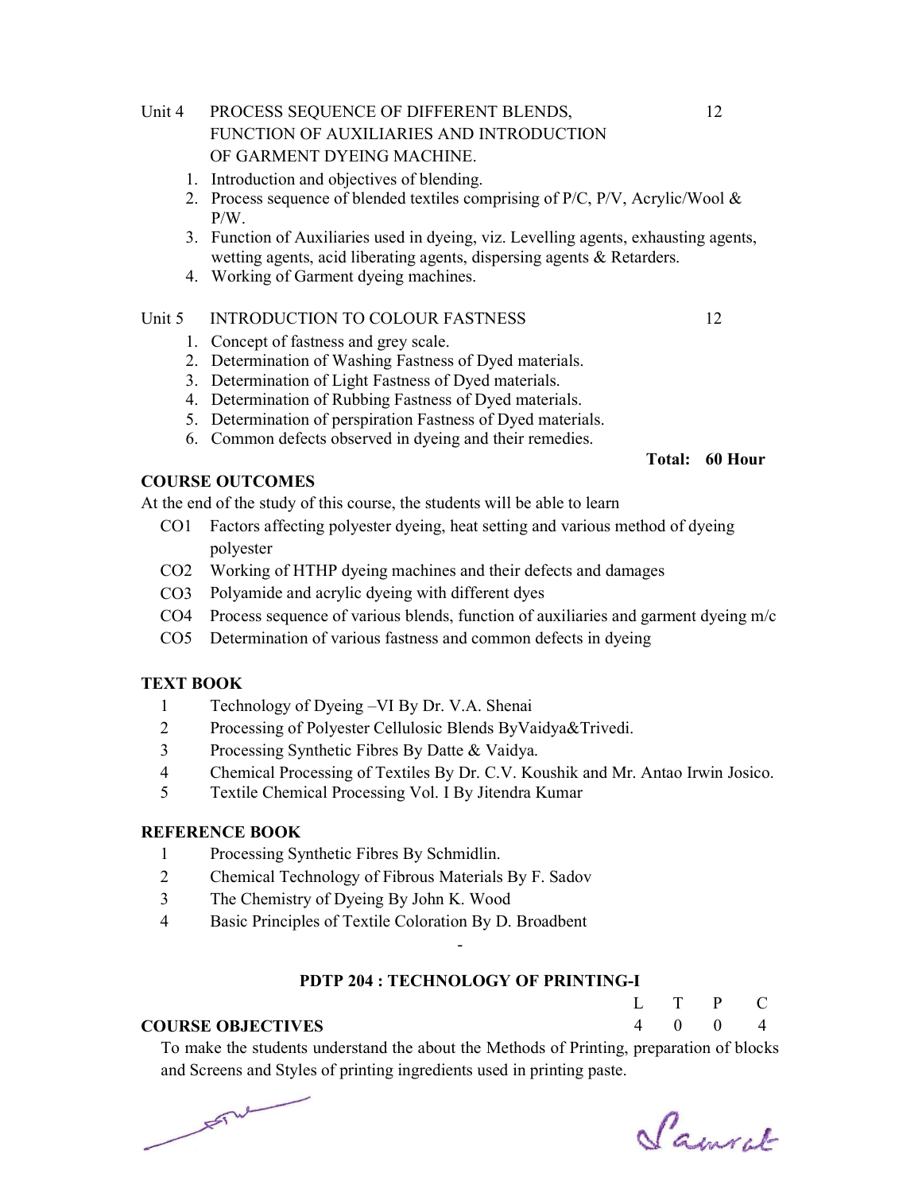Unit 4 PROCESS SEQUENCE OF DIFFERENT BLENDS, FUNCTION OF AUXILIARIES AND INTRODUCTION OF GARMENT DYEING MACHINE. 12

1. Introduction and objectives of blending.
2. Process sequence of blended textiles comprising of P/C, P/V, Acrylic/Wool & P/W.
3. Function of Auxiliaries used in dyeing, viz. Levelling agents, exhausting agents, wetting agents, acid liberating agents, dispersing agents & Retarders.
4. Working of Garment dyeing machines.

Unit 5 INTRODUCTION TO COLOUR FASTNESS 12

1. Concept of fastness and grey scale.
2. Determination of Washing Fastness of Dyed materials.
3. Determination of Light Fastness of Dyed materials.
4. Determination of Rubbing Fastness of Dyed materials.
5. Determination of perspiration Fastness of Dyed materials.
6. Common defects observed in dyeing and their remedies.

**Total: 60 Hour**

**COURSE OUTCOMES**

At the end of the study of this course, the students will be able to learn

- CO1 Factors affecting polyester dyeing, heat setting and various method of dyeing polyester
- CO2 Working of HTHP dyeing machines and their defects and damages
- CO3 Polyamide and acrylic dyeing with different dyes
- CO4 Process sequence of various blends, function of auxiliaries and garment dyeing m/c
- CO5 Determination of various fastness and common defects in dyeing

**TEXT BOOK**

1. Technology of Dyeing –VI By Dr. V.A. Shenai
2. Processing of Polyester Cellulosic Blends ByVaidya&Trivedi.
3. Processing Synthetic Fibres By Datte & Vaidya.
4. Chemical Processing of Textiles By Dr. C.V. Koushik and Mr. Antao Irwin Josico.
5. Textile Chemical Processing Vol. I By Jitendra Kumar

**REFERENCE BOOK**

1. Processing Synthetic Fibres By Schmidlin.
2. Chemical Technology of Fibrous Materials By F. Sadov
3. The Chemistry of Dyeing By John K. Wood
4. Basic Principles of Textile Coloration By D. Broadbent

-

**PDTP 204 : TECHNOLOGY OF PRINTING-I**

| L | T | P | C |
|---|---|---|---|
| 4 | 0 | 0 | 4 |

**COURSE OBJECTIVES**

To make the students understand the about the Methods of Printing, preparation of blocks and Screens and Styles of printing ingredients used in printing paste.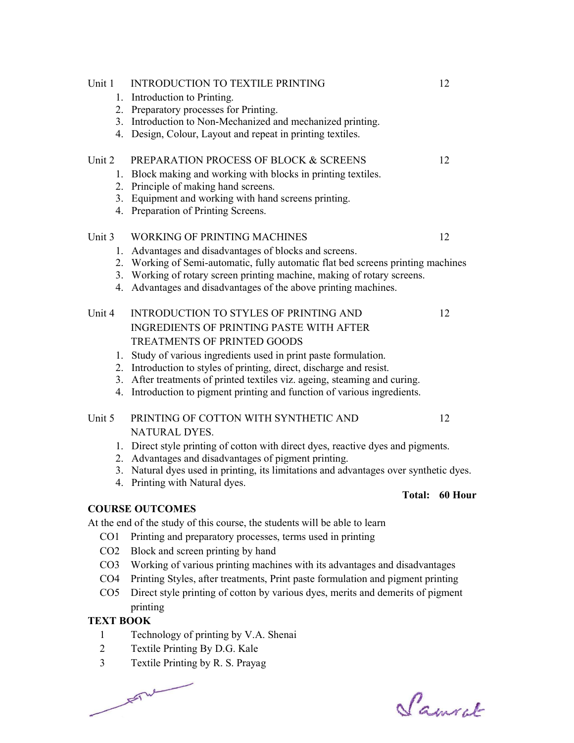| Unit | Topic | Hours |
|---|---|---|
| Unit 1 | INTRODUCTION TO TEXTILE PRINTING | 12 |

1. Introduction to Printing.
2. Preparatory processes for Printing.
3. Introduction to Non-Mechanized and mechanized printing.
4. Design, Colour, Layout and repeat in printing textiles.

| Unit | Topic | Hours |
|---|---|---|
| Unit 2 | PREPARATION PROCESS OF BLOCK & SCREENS | 12 |

1. Block making and working with blocks in printing textiles.
2. Principle of making hand screens.
3. Equipment and working with hand screens printing.
4. Preparation of Printing Screens.

| Unit | Topic | Hours |
|---|---|---|
| Unit 3 | WORKING OF PRINTING MACHINES | 12 |

1. Advantages and disadvantages of blocks and screens.
2. Working of Semi-automatic, fully automatic flat bed screens printing machines
3. Working of rotary screen printing machine, making of rotary screens.
4. Advantages and disadvantages of the above printing machines.

| Unit | Topic | Hours |
|---|---|---|
| Unit 4 | INTRODUCTION TO STYLES OF PRINTING AND INGREDIENTS OF PRINTING PASTE WITH AFTER TREATMENTS OF PRINTED GOODS | 12 |

1. Study of various ingredients used in print paste formulation.
2. Introduction to styles of printing, direct, discharge and resist.
3. After treatments of printed textiles viz. ageing, steaming and curing.
4. Introduction to pigment printing and function of various ingredients.

| Unit | Topic | Hours |
|---|---|---|
| Unit 5 | PRINTING OF COTTON WITH SYNTHETIC AND NATURAL DYES. | 12 |

1. Direct style printing of cotton with direct dyes, reactive dyes and pigments.
2. Advantages and disadvantages of pigment printing.
3. Natural dyes used in printing, its limitations and advantages over synthetic dyes.
4. Printing with Natural dyes.

**Total: 60 Hour**

**COURSE OUTCOMES**

At the end of the study of this course, the students will be able to learn

- CO1 Printing and preparatory processes, terms used in printing
- CO2 Block and screen printing by hand
- CO3 Working of various printing machines with its advantages and disadvantages
- CO4 Printing Styles, after treatments, Print paste formulation and pigment printing
- CO5 Direct style printing of cotton by various dyes, merits and demerits of pigment printing

**TEXT BOOK**

1. Technology of printing by V.A. Shenai
2. Textile Printing By D.G. Kale
3. Textile Printing by R. S. Prayag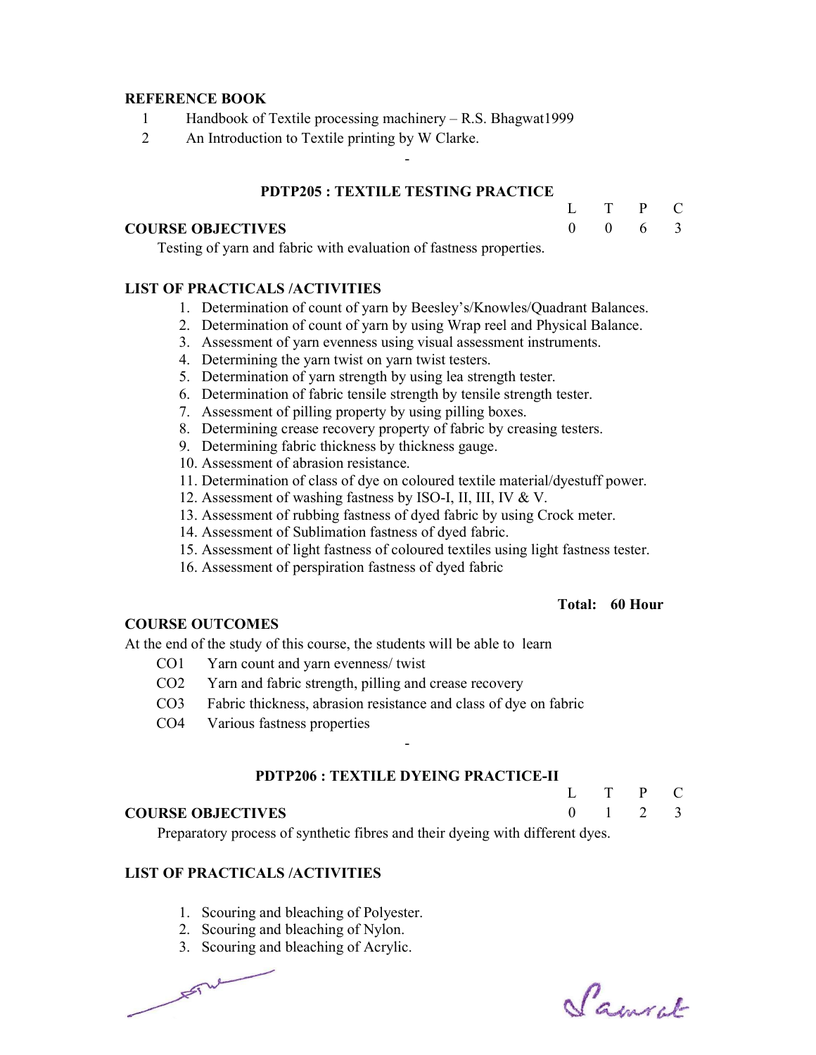**REFERENCE BOOK**

1 Handbook of Textile processing machinery – R.S. Bhagwat1999

2 An Introduction to Textile printing by W Clarke.

-

### PDTP205 : TEXTILE TESTING PRACTICE

| L | T | P | C |
|---|---|---|---|
| 0 | 0 | 6 | 3 |

**COURSE OBJECTIVES**

Testing of yarn and fabric with evaluation of fastness properties.

**LIST OF PRACTICALS /ACTIVITIES**

1. Determination of count of yarn by Beesley's/Knowles/Quadrant Balances.
2. Determination of count of yarn by using Wrap reel and Physical Balance.
3. Assessment of yarn evenness using visual assessment instruments.
4. Determining the yarn twist on yarn twist testers.
5. Determination of yarn strength by using lea strength tester.
6. Determination of fabric tensile strength by tensile strength tester.
7. Assessment of pilling property by using pilling boxes.
8. Determining crease recovery property of fabric by creasing testers.
9. Determining fabric thickness by thickness gauge.
10. Assessment of abrasion resistance.
11. Determination of class of dye on coloured textile material/dyestuff power.
12. Assessment of washing fastness by ISO-I, II, III, IV & V.
13. Assessment of rubbing fastness of dyed fabric by using Crock meter.
14. Assessment of Sublimation fastness of dyed fabric.
15. Assessment of light fastness of coloured textiles using light fastness tester.
16. Assessment of perspiration fastness of dyed fabric

**Total: 60 Hour**

**COURSE OUTCOMES**

At the end of the study of this course, the students will be able to learn

CO1 Yarn count and yarn evenness/ twist

CO2 Yarn and fabric strength, pilling and crease recovery

CO3 Fabric thickness, abrasion resistance and class of dye on fabric

CO4 Various fastness properties

-

### PDTP206 : TEXTILE DYEING PRACTICE-II

| L | T | P | C |
|---|---|---|---|
| 0 | 1 | 2 | 3 |

**COURSE OBJECTIVES**

Preparatory process of synthetic fibres and their dyeing with different dyes.

**LIST OF PRACTICALS /ACTIVITIES**

1. Scouring and bleaching of Polyester.
2. Scouring and bleaching of Nylon.
3. Scouring and bleaching of Acrylic.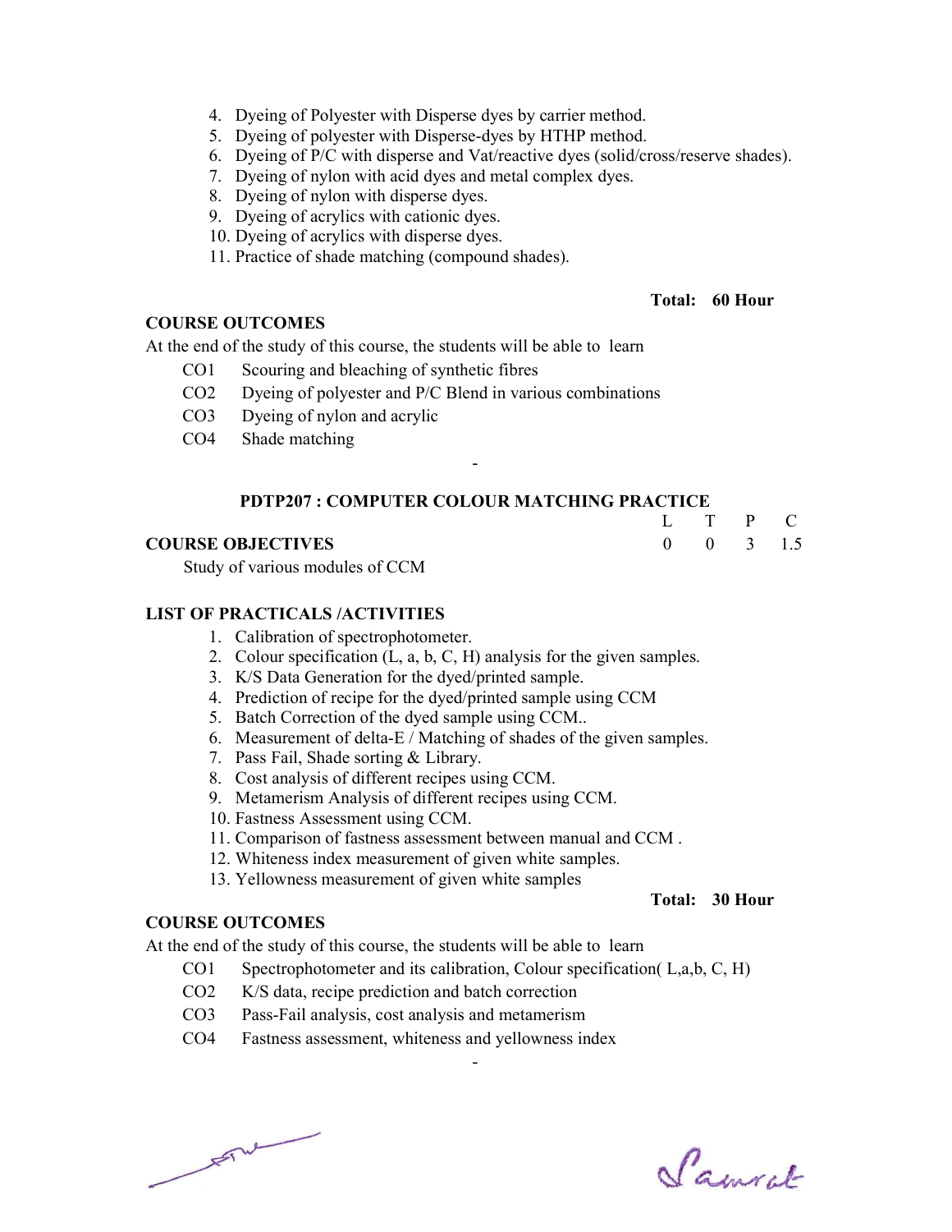4. Dyeing of Polyester with Disperse dyes by carrier method.
5. Dyeing of polyester with Disperse-dyes by HTHP method.
6. Dyeing of P/C with disperse and Vat/reactive dyes (solid/cross/reserve shades).
7. Dyeing of nylon with acid dyes and metal complex dyes.
8. Dyeing of nylon with disperse dyes.
9. Dyeing of acrylics with cationic dyes.
10. Dyeing of acrylics with disperse dyes.
11. Practice of shade matching (compound shades).

**Total: 60 Hour**

**COURSE OUTCOMES**

At the end of the study of this course, the students will be able to learn

- CO1 Scouring and bleaching of synthetic fibres
- CO2 Dyeing of polyester and P/C Blend in various combinations
- CO3 Dyeing of nylon and acrylic
- CO4 Shade matching

-

## PDTP207 : COMPUTER COLOUR MATCHING PRACTICE

| L | T | P | C |
|---|---|---|---|
| 0 | 0 | 3 | 1.5 |

**COURSE OBJECTIVES**

Study of various modules of CCM

**LIST OF PRACTICALS /ACTIVITIES**

1. Calibration of spectrophotometer.
2. Colour specification (L, a, b, C, H) analysis for the given samples.
3. K/S Data Generation for the dyed/printed sample.
4. Prediction of recipe for the dyed/printed sample using CCM
5. Batch Correction of the dyed sample using CCM..
6. Measurement of delta-E / Matching of shades of the given samples.
7. Pass Fail, Shade sorting & Library.
8. Cost analysis of different recipes using CCM.
9. Metamerism Analysis of different recipes using CCM.
10. Fastness Assessment using CCM.
11. Comparison of fastness assessment between manual and CCM .
12. Whiteness index measurement of given white samples.
13. Yellowness measurement of given white samples

**Total: 30 Hour**

**COURSE OUTCOMES**

At the end of the study of this course, the students will be able to learn

- CO1 Spectrophotometer and its calibration, Colour specification( L,a,b, C, H)
- CO2 K/S data, recipe prediction and batch correction
- CO3 Pass-Fail analysis, cost analysis and metamerism
- CO4 Fastness assessment, whiteness and yellowness index

-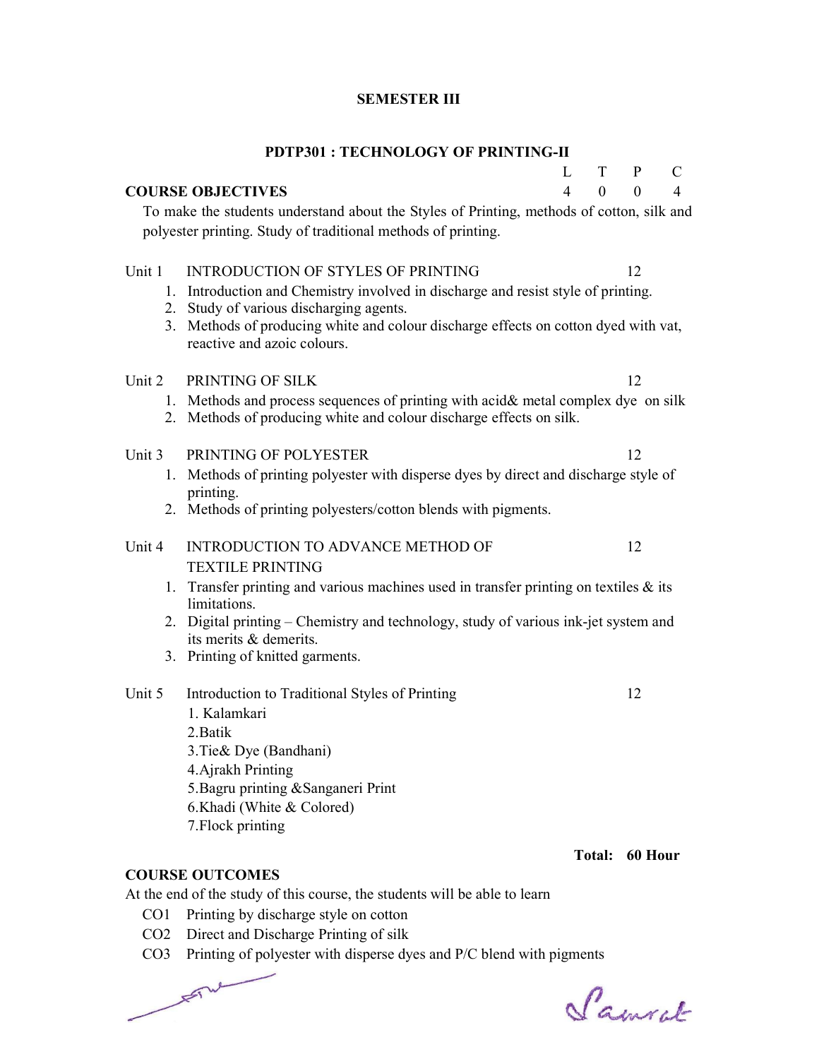## SEMESTER III

### PDTP301 : TECHNOLOGY OF PRINTING-II

| | L | T | P | C |
|---|---|---|---|---|
| **COURSE OBJECTIVES** | 4 | 0 | 0 | 4 |

To make the students understand about the Styles of Printing, methods of cotton, silk and polyester printing. Study of traditional methods of printing.

**Unit 1 INTRODUCTION OF STYLES OF PRINTING** — 12

1. Introduction and Chemistry involved in discharge and resist style of printing.
2. Study of various discharging agents.
3. Methods of producing white and colour discharge effects on cotton dyed with vat, reactive and azoic colours.

**Unit 2 PRINTING OF SILK** — 12

1. Methods and process sequences of printing with acid& metal complex dye on silk
2. Methods of producing white and colour discharge effects on silk.

**Unit 3 PRINTING OF POLYESTER** — 12

1. Methods of printing polyester with disperse dyes by direct and discharge style of printing.
2. Methods of printing polyesters/cotton blends with pigments.

**Unit 4 INTRODUCTION TO ADVANCE METHOD OF TEXTILE PRINTING** — 12

1. Transfer printing and various machines used in transfer printing on textiles & its limitations.
2. Digital printing – Chemistry and technology, study of various ink-jet system and its merits & demerits.
3. Printing of knitted garments.

**Unit 5 Introduction to Traditional Styles of Printing** — 12

1. Kalamkari
2. Batik
3. Tie& Dye (Bandhani)
4. Ajrakh Printing
5. Bagru printing &Sanganeri Print
6. Khadi (White & Colored)
7. Flock printing

**Total: 60 Hour**

**COURSE OUTCOMES**

At the end of the study of this course, the students will be able to learn

- CO1 Printing by discharge style on cotton
- CO2 Direct and Discharge Printing of silk
- CO3 Printing of polyester with disperse dyes and P/C blend with pigments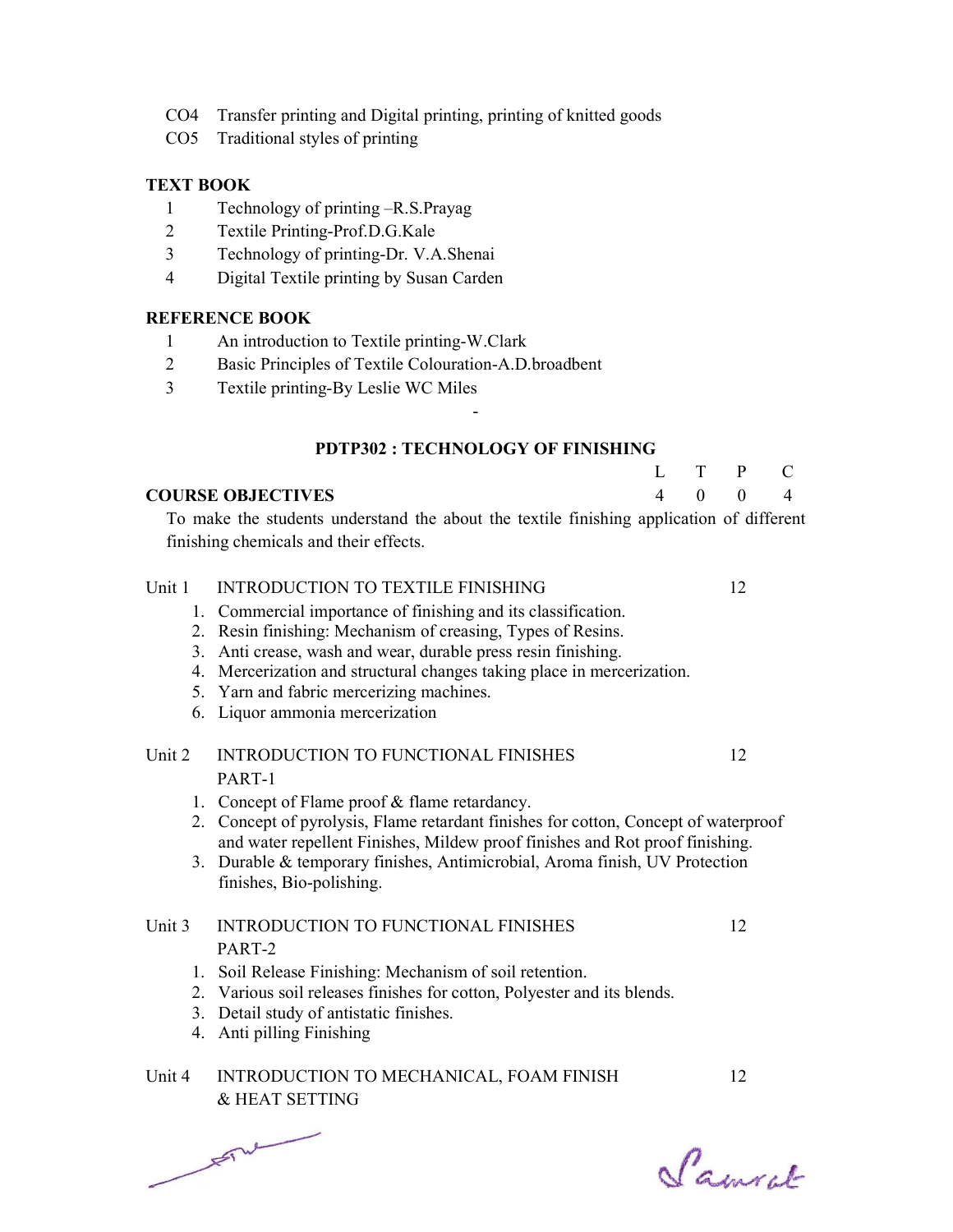CO4 Transfer printing and Digital printing, printing of knitted goods

CO5 Traditional styles of printing

**TEXT BOOK**

1. Technology of printing –R.S.Prayag
2. Textile Printing-Prof.D.G.Kale
3. Technology of printing-Dr. V.A.Shenai
4. Digital Textile printing by Susan Carden

**REFERENCE BOOK**

1. An introduction to Textile printing-W.Clark
2. Basic Principles of Textile Colouration-A.D.broadbent
3. Textile printing-By Leslie WC Miles

-

## PDTP302 : TECHNOLOGY OF FINISHING

| | L | T | P | C |
|---|---|---|---|---|
| **COURSE OBJECTIVES** | 4 | 0 | 0 | 4 |

To make the students understand the about the textile finishing application of different finishing chemicals and their effects.

**Unit 1 INTRODUCTION TO TEXTILE FINISHING** — 12

1. Commercial importance of finishing and its classification.
2. Resin finishing: Mechanism of creasing, Types of Resins.
3. Anti crease, wash and wear, durable press resin finishing.
4. Mercerization and structural changes taking place in mercerization.
5. Yarn and fabric mercerizing machines.
6. Liquor ammonia mercerization

**Unit 2 INTRODUCTION TO FUNCTIONAL FINISHES PART-1** — 12

1. Concept of Flame proof & flame retardancy.
2. Concept of pyrolysis, Flame retardant finishes for cotton, Concept of waterproof and water repellent Finishes, Mildew proof finishes and Rot proof finishing.
3. Durable & temporary finishes, Antimicrobial, Aroma finish, UV Protection finishes, Bio-polishing.

**Unit 3 INTRODUCTION TO FUNCTIONAL FINISHES PART-2** — 12

1. Soil Release Finishing: Mechanism of soil retention.
2. Various soil releases finishes for cotton, Polyester and its blends.
3. Detail study of antistatic finishes.
4. Anti pilling Finishing

**Unit 4 INTRODUCTION TO MECHANICAL, FOAM FINISH & HEAT SETTING** — 12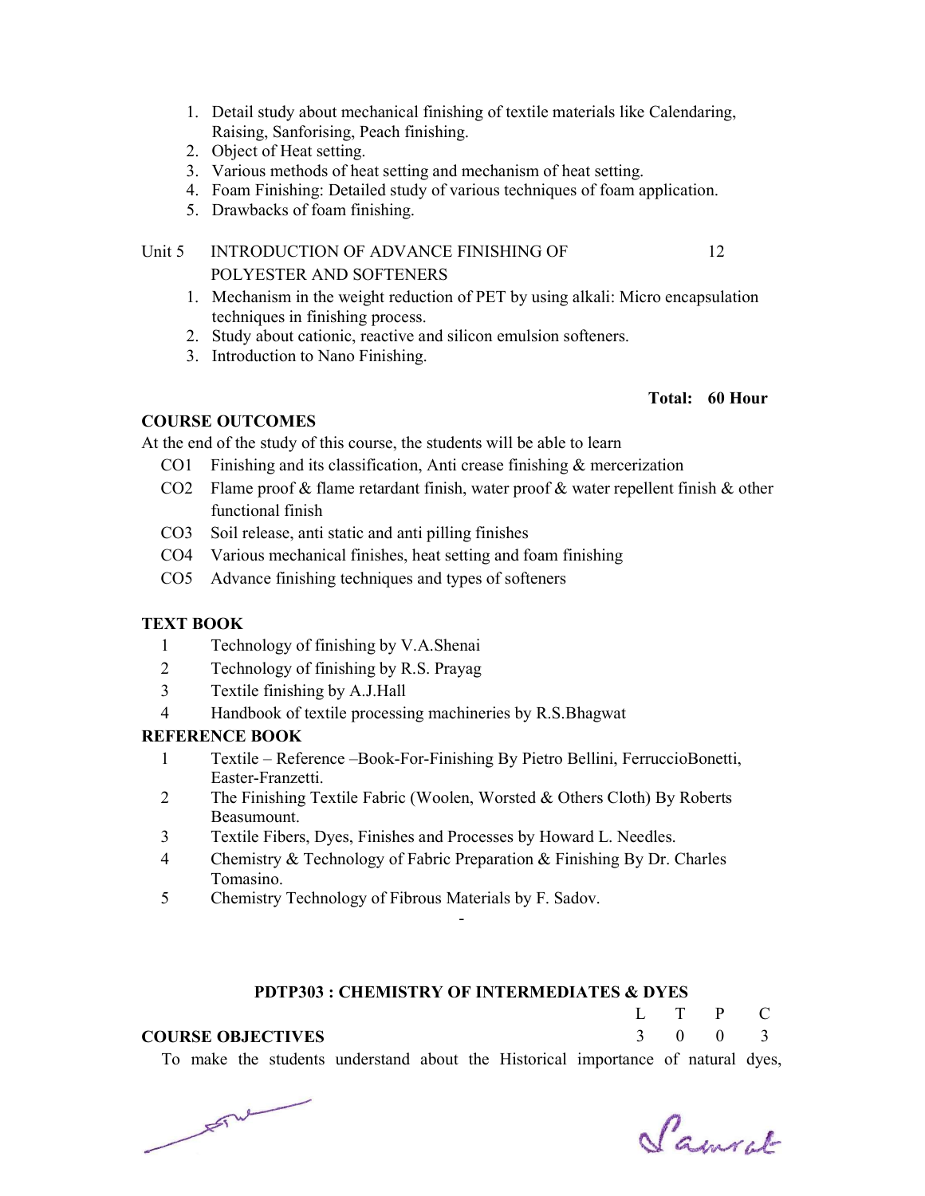1. Detail study about mechanical finishing of textile materials like Calendaring, Raising, Sanforising, Peach finishing.
2. Object of Heat setting.
3. Various methods of heat setting and mechanism of heat setting.
4. Foam Finishing: Detailed study of various techniques of foam application.
5. Drawbacks of foam finishing.

Unit 5 INTRODUCTION OF ADVANCE FINISHING OF POLYESTER AND SOFTENERS — 12

1. Mechanism in the weight reduction of PET by using alkali: Micro encapsulation techniques in finishing process.
2. Study about cationic, reactive and silicon emulsion softeners.
3. Introduction to Nano Finishing.

**Total: 60 Hour**

**COURSE OUTCOMES**

At the end of the study of this course, the students will be able to learn

- CO1 Finishing and its classification, Anti crease finishing & mercerization
- CO2 Flame proof & flame retardant finish, water proof & water repellent finish & other functional finish
- CO3 Soil release, anti static and anti pilling finishes
- CO4 Various mechanical finishes, heat setting and foam finishing
- CO5 Advance finishing techniques and types of softeners

**TEXT BOOK**

1. Technology of finishing by V.A.Shenai
2. Technology of finishing by R.S. Prayag
3. Textile finishing by A.J.Hall
4. Handbook of textile processing machineries by R.S.Bhagwat

**REFERENCE BOOK**

1. Textile – Reference –Book-For-Finishing By Pietro Bellini, FerruccioBonetti, Easter-Franzetti.
2. The Finishing Textile Fabric (Woolen, Worsted & Others Cloth) By Roberts Beasumount.
3. Textile Fibers, Dyes, Finishes and Processes by Howard L. Needles.
4. Chemistry & Technology of Fabric Preparation & Finishing By Dr. Charles Tomasino.
5. Chemistry Technology of Fibrous Materials by F. Sadov.

-

**PDTP303 : CHEMISTRY OF INTERMEDIATES & DYES**

| L | T | P | C |
|---|---|---|---|
| 3 | 0 | 0 | 3 |

**COURSE OBJECTIVES**

To make the students understand about the Historical importance of natural dyes,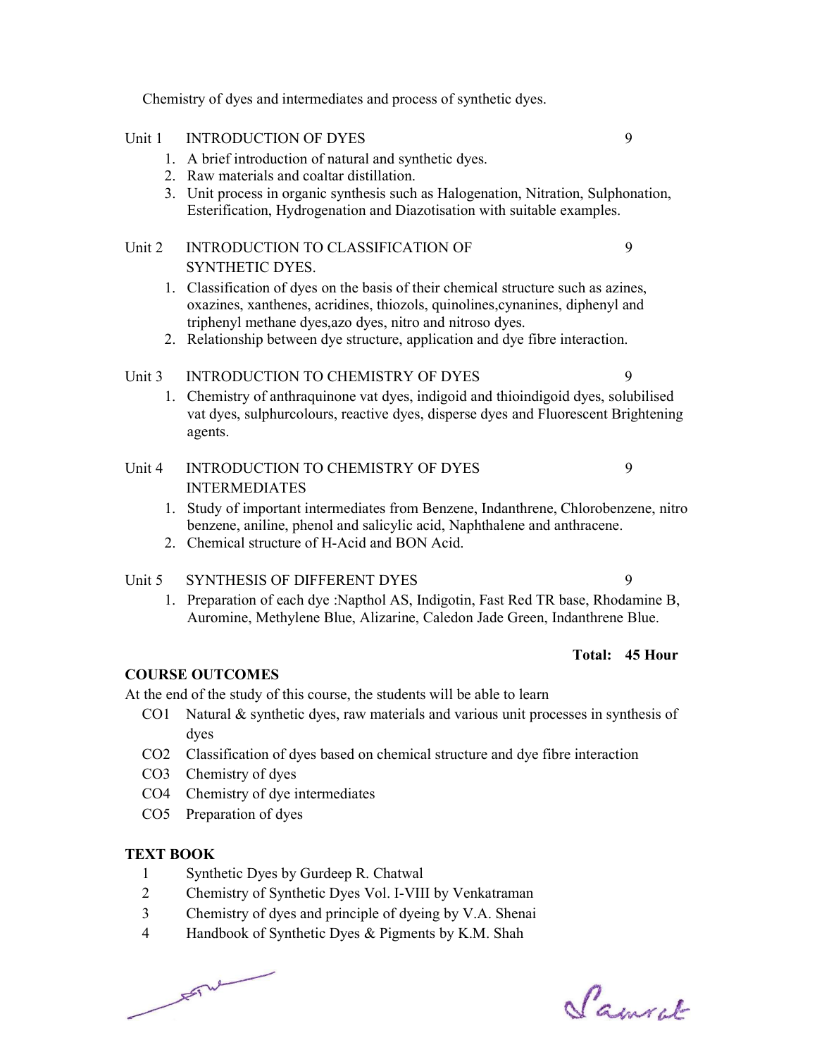Chemistry of dyes and intermediates and process of synthetic dyes.

| Unit | Title | Hours |
|---|---|---|
| Unit 1 | INTRODUCTION OF DYES | 9 |

1. A brief introduction of natural and synthetic dyes.
2. Raw materials and coaltar distillation.
3. Unit process in organic synthesis such as Halogenation, Nitration, Sulphonation, Esterification, Hydrogenation and Diazotisation with suitable examples.

| Unit | Title | Hours |
|---|---|---|
| Unit 2 | INTRODUCTION TO CLASSIFICATION OF SYNTHETIC DYES. | 9 |

1. Classification of dyes on the basis of their chemical structure such as azines, oxazines, xanthenes, acridines, thiozols, quinolines,cynanines, diphenyl and triphenyl methane dyes,azo dyes, nitro and nitroso dyes.
2. Relationship between dye structure, application and dye fibre interaction.

| Unit | Title | Hours |
|---|---|---|
| Unit 3 | INTRODUCTION TO CHEMISTRY OF DYES | 9 |

1. Chemistry of anthraquinone vat dyes, indigoid and thioindigoid dyes, solubilised vat dyes, sulphurcolours, reactive dyes, disperse dyes and Fluorescent Brightening agents.

| Unit | Title | Hours |
|---|---|---|
| Unit 4 | INTRODUCTION TO CHEMISTRY OF DYES INTERMEDIATES | 9 |

1. Study of important intermediates from Benzene, Indanthrene, Chlorobenzene, nitro benzene, aniline, phenol and salicylic acid, Naphthalene and anthracene.
2. Chemical structure of H-Acid and BON Acid.

| Unit | Title | Hours |
|---|---|---|
| Unit 5 | SYNTHESIS OF DIFFERENT DYES | 9 |

1. Preparation of each dye :Napthol AS, Indigotin, Fast Red TR base, Rhodamine B, Auromine, Methylene Blue, Alizarine, Caledon Jade Green, Indanthrene Blue.

**Total: 45 Hour**

**COURSE OUTCOMES**

At the end of the study of this course, the students will be able to learn

- CO1 Natural & synthetic dyes, raw materials and various unit processes in synthesis of dyes
- CO2 Classification of dyes based on chemical structure and dye fibre interaction
- CO3 Chemistry of dyes
- CO4 Chemistry of dye intermediates
- CO5 Preparation of dyes

**TEXT BOOK**

1. Synthetic Dyes by Gurdeep R. Chatwal
2. Chemistry of Synthetic Dyes Vol. I-VIII by Venkatraman
3. Chemistry of dyes and principle of dyeing by V.A. Shenai
4. Handbook of Synthetic Dyes & Pigments by K.M. Shah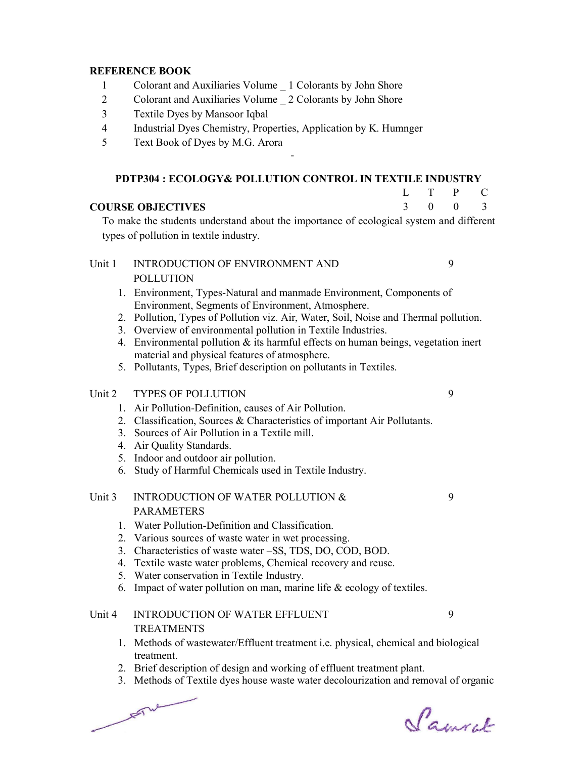**REFERENCE BOOK**

1. Colorant and Auxiliaries Volume _ 1 Colorants by John Shore
2. Colorant and Auxiliaries Volume _ 2 Colorants by John Shore
3. Textile Dyes by Mansoor Iqbal
4. Industrial Dyes Chemistry, Properties, Application by K. Humnger
5. Text Book of Dyes by M.G. Arora

-

## PDTP304 : ECOLOGY& POLLUTION CONTROL IN TEXTILE INDUSTRY

| L | T | P | C |
|---|---|---|---|
| 3 | 0 | 0 | 3 |

**COURSE OBJECTIVES**

To make the students understand about the importance of ecological system and different types of pollution in textile industry.

**Unit 1 INTRODUCTION OF ENVIRONMENT AND POLLUTION** — 9

1. Environment, Types-Natural and manmade Environment, Components of Environment, Segments of Environment, Atmosphere.
2. Pollution, Types of Pollution viz. Air, Water, Soil, Noise and Thermal pollution.
3. Overview of environmental pollution in Textile Industries.
4. Environmental pollution & its harmful effects on human beings, vegetation inert material and physical features of atmosphere.
5. Pollutants, Types, Brief description on pollutants in Textiles.

**Unit 2 TYPES OF POLLUTION** — 9

1. Air Pollution-Definition, causes of Air Pollution.
2. Classification, Sources & Characteristics of important Air Pollutants.
3. Sources of Air Pollution in a Textile mill.
4. Air Quality Standards.
5. Indoor and outdoor air pollution.
6. Study of Harmful Chemicals used in Textile Industry.

**Unit 3 INTRODUCTION OF WATER POLLUTION & PARAMETERS** — 9

1. Water Pollution-Definition and Classification.
2. Various sources of waste water in wet processing.
3. Characteristics of waste water –SS, TDS, DO, COD, BOD.
4. Textile waste water problems, Chemical recovery and reuse.
5. Water conservation in Textile Industry.
6. Impact of water pollution on man, marine life & ecology of textiles.

**Unit 4 INTRODUCTION OF WATER EFFLUENT TREATMENTS** — 9

1. Methods of wastewater/Effluent treatment i.e. physical, chemical and biological treatment.
2. Brief description of design and working of effluent treatment plant.
3. Methods of Textile dyes house waste water decolourization and removal of organic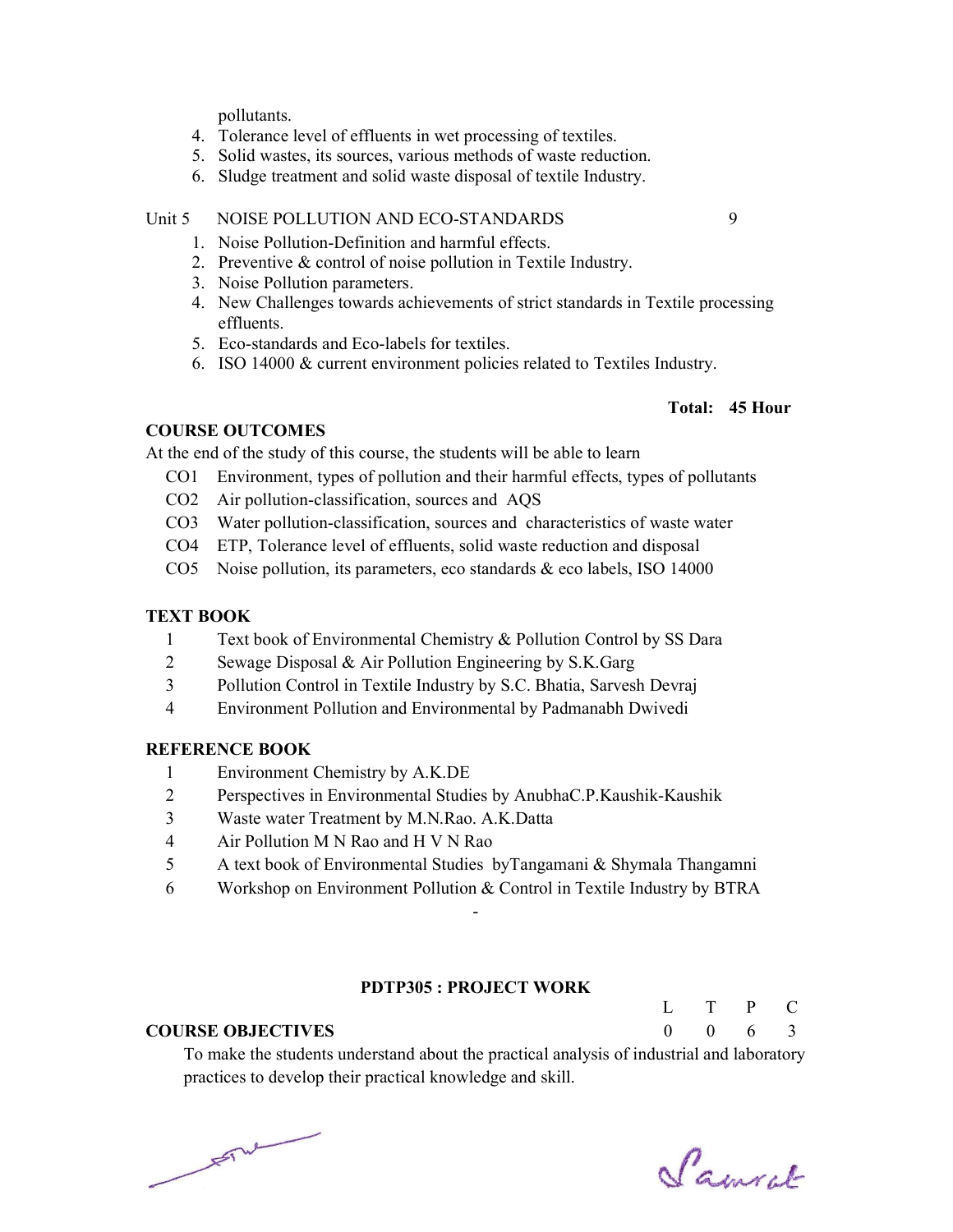pollutants.

4. Tolerance level of effluents in wet processing of textiles.
5. Solid wastes, its sources, various methods of waste reduction.
6. Sludge treatment and solid waste disposal of textile Industry.

Unit 5 NOISE POLLUTION AND ECO-STANDARDS 9

1. Noise Pollution-Definition and harmful effects.
2. Preventive & control of noise pollution in Textile Industry.
3. Noise Pollution parameters.
4. New Challenges towards achievements of strict standards in Textile processing effluents.
5. Eco-standards and Eco-labels for textiles.
6. ISO 14000 & current environment policies related to Textiles Industry.

**Total: 45 Hour**

**COURSE OUTCOMES**

At the end of the study of this course, the students will be able to learn

- CO1 Environment, types of pollution and their harmful effects, types of pollutants
- CO2 Air pollution-classification, sources and AQS
- CO3 Water pollution-classification, sources and characteristics of waste water
- CO4 ETP, Tolerance level of effluents, solid waste reduction and disposal
- CO5 Noise pollution, its parameters, eco standards & eco labels, ISO 14000

**TEXT BOOK**

1. Text book of Environmental Chemistry & Pollution Control by SS Dara
2. Sewage Disposal & Air Pollution Engineering by S.K.Garg
3. Pollution Control in Textile Industry by S.C. Bhatia, Sarvesh Devraj
4. Environment Pollution and Environmental by Padmanabh Dwivedi

**REFERENCE BOOK**

1. Environment Chemistry by A.K.DE
2. Perspectives in Environmental Studies by AnubhaC.P.Kaushik-Kaushik
3. Waste water Treatment by M.N.Rao. A.K.Datta
4. Air Pollution M N Rao and H V N Rao
5. A text book of Environmental Studies byTangamani & Shymala Thangamni
6. Workshop on Environment Pollution & Control in Textile Industry by BTRA

-

**PDTP305 : PROJECT WORK**

| L | T | P | C |
|---|---|---|---|
| 0 | 0 | 6 | 3 |

**COURSE OBJECTIVES**

To make the students understand about the practical analysis of industrial and laboratory practices to develop their practical knowledge and skill.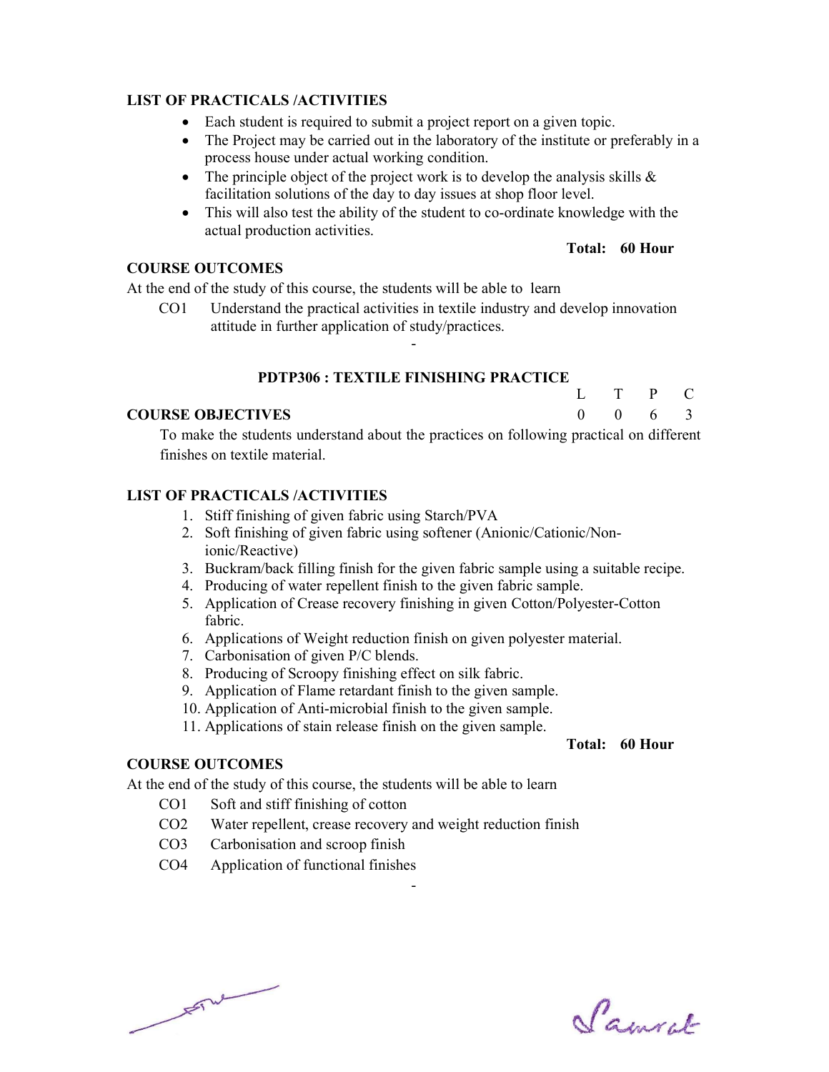## LIST OF PRACTICALS /ACTIVITIES

- Each student is required to submit a project report on a given topic.
- The Project may be carried out in the laboratory of the institute or preferably in a process house under actual working condition.
- The principle object of the project work is to develop the analysis skills & facilitation solutions of the day to day issues at shop floor level.
- This will also test the ability of the student to co-ordinate knowledge with the actual production activities.

**Total: 60 Hour**

## COURSE OUTCOMES

At the end of the study of this course, the students will be able to learn

CO1 Understand the practical activities in textile industry and develop innovation attitude in further application of study/practices.

-

## PDTP306 : TEXTILE FINISHING PRACTICE

| L | T | P | C |
|---|---|---|---|
| 0 | 0 | 6 | 3 |

## COURSE OBJECTIVES

To make the students understand about the practices on following practical on different finishes on textile material.

## LIST OF PRACTICALS /ACTIVITIES

1. Stiff finishing of given fabric using Starch/PVA
2. Soft finishing of given fabric using softener (Anionic/Cationic/Non-ionic/Reactive)
3. Buckram/back filling finish for the given fabric sample using a suitable recipe.
4. Producing of water repellent finish to the given fabric sample.
5. Application of Crease recovery finishing in given Cotton/Polyester-Cotton fabric.
6. Applications of Weight reduction finish on given polyester material.
7. Carbonisation of given P/C blends.
8. Producing of Scroopy finishing effect on silk fabric.
9. Application of Flame retardant finish to the given sample.
10. Application of Anti-microbial finish to the given sample.
11. Applications of stain release finish on the given sample.

**Total: 60 Hour**

## COURSE OUTCOMES

At the end of the study of this course, the students will be able to learn

CO1 Soft and stiff finishing of cotton

CO2 Water repellent, crease recovery and weight reduction finish

CO3 Carbonisation and scroop finish

CO4 Application of functional finishes

-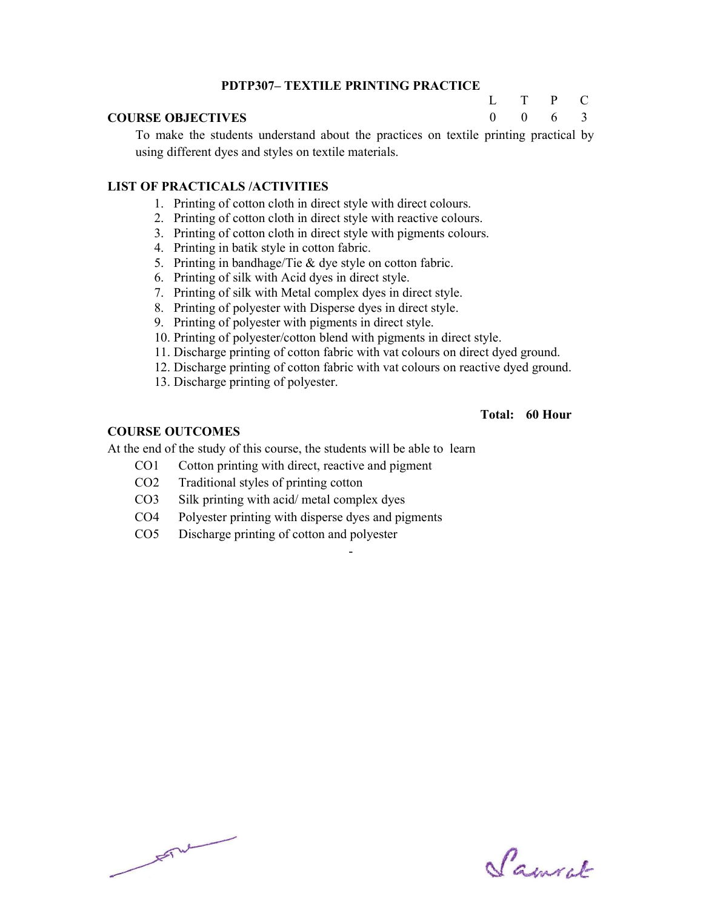## PDTP307– TEXTILE PRINTING PRACTICE

| L | T | P | C |
|---|---|---|---|
| 0 | 0 | 6 | 3 |

### COURSE OBJECTIVES

To make the students understand about the practices on textile printing practical by using different dyes and styles on textile materials.

### LIST OF PRACTICALS /ACTIVITIES

1. Printing of cotton cloth in direct style with direct colours.
2. Printing of cotton cloth in direct style with reactive colours.
3. Printing of cotton cloth in direct style with pigments colours.
4. Printing in batik style in cotton fabric.
5. Printing in bandhage/Tie & dye style on cotton fabric.
6. Printing of silk with Acid dyes in direct style.
7. Printing of silk with Metal complex dyes in direct style.
8. Printing of polyester with Disperse dyes in direct style.
9. Printing of polyester with pigments in direct style.
10. Printing of polyester/cotton blend with pigments in direct style.
11. Discharge printing of cotton fabric with vat colours on direct dyed ground.
12. Discharge printing of cotton fabric with vat colours on reactive dyed ground.
13. Discharge printing of polyester.

**Total: 60 Hour**

### COURSE OUTCOMES

At the end of the study of this course, the students will be able to learn

- CO1 Cotton printing with direct, reactive and pigment
- CO2 Traditional styles of printing cotton
- CO3 Silk printing with acid/ metal complex dyes
- CO4 Polyester printing with disperse dyes and pigments
- CO5 Discharge printing of cotton and polyester